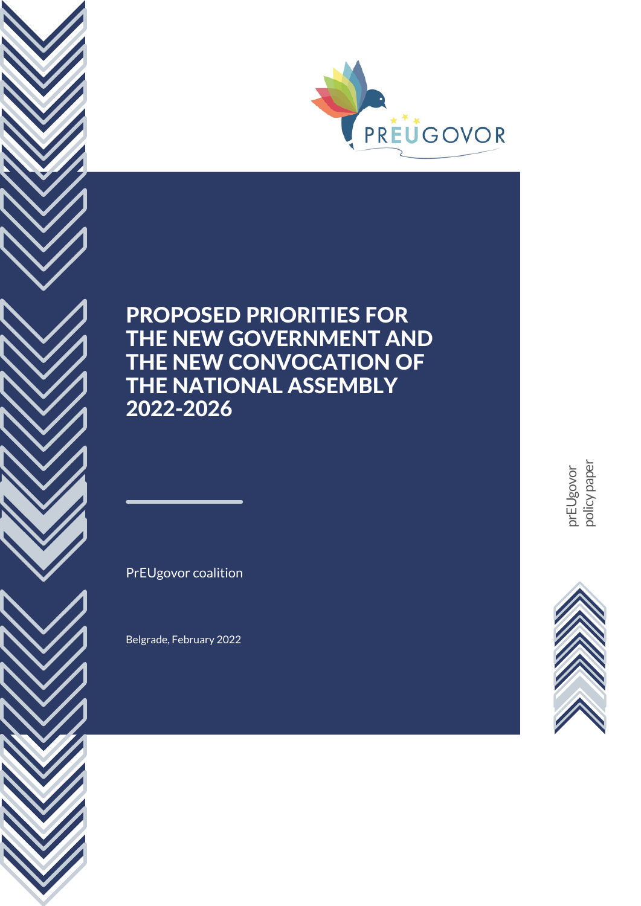PREUGOVOR

# PROPOSED PRIORITIES FOR THE NEW GOVERNMENT AND THE NEW CONVOCATION OF THE NATIONAL ASSEMBLY 2022-2026

PrEUgovor coalition

Belgrade, February 2022

prEUgovor policy paper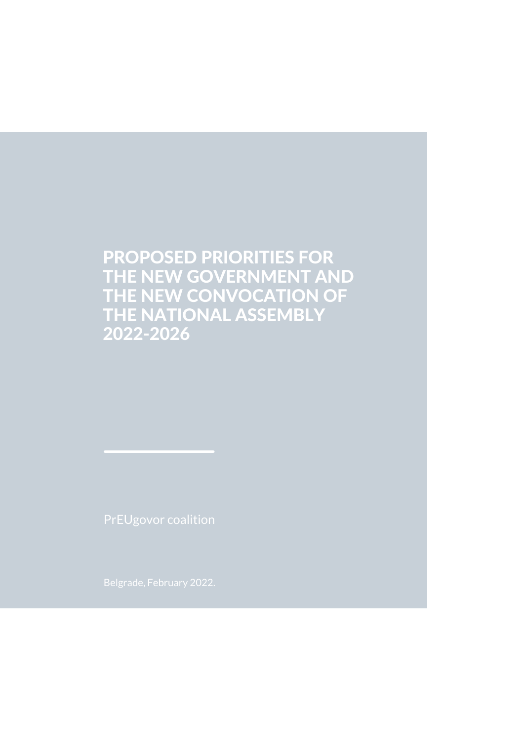# PROPOSED PRIORITIES FOR THE NEW GOVERNMENT AND THE NEW CONVOCATION OF THE NATIONAL ASSEMBLY 2022-2026

PrEUgovor coalition

Belgrade, February 2022.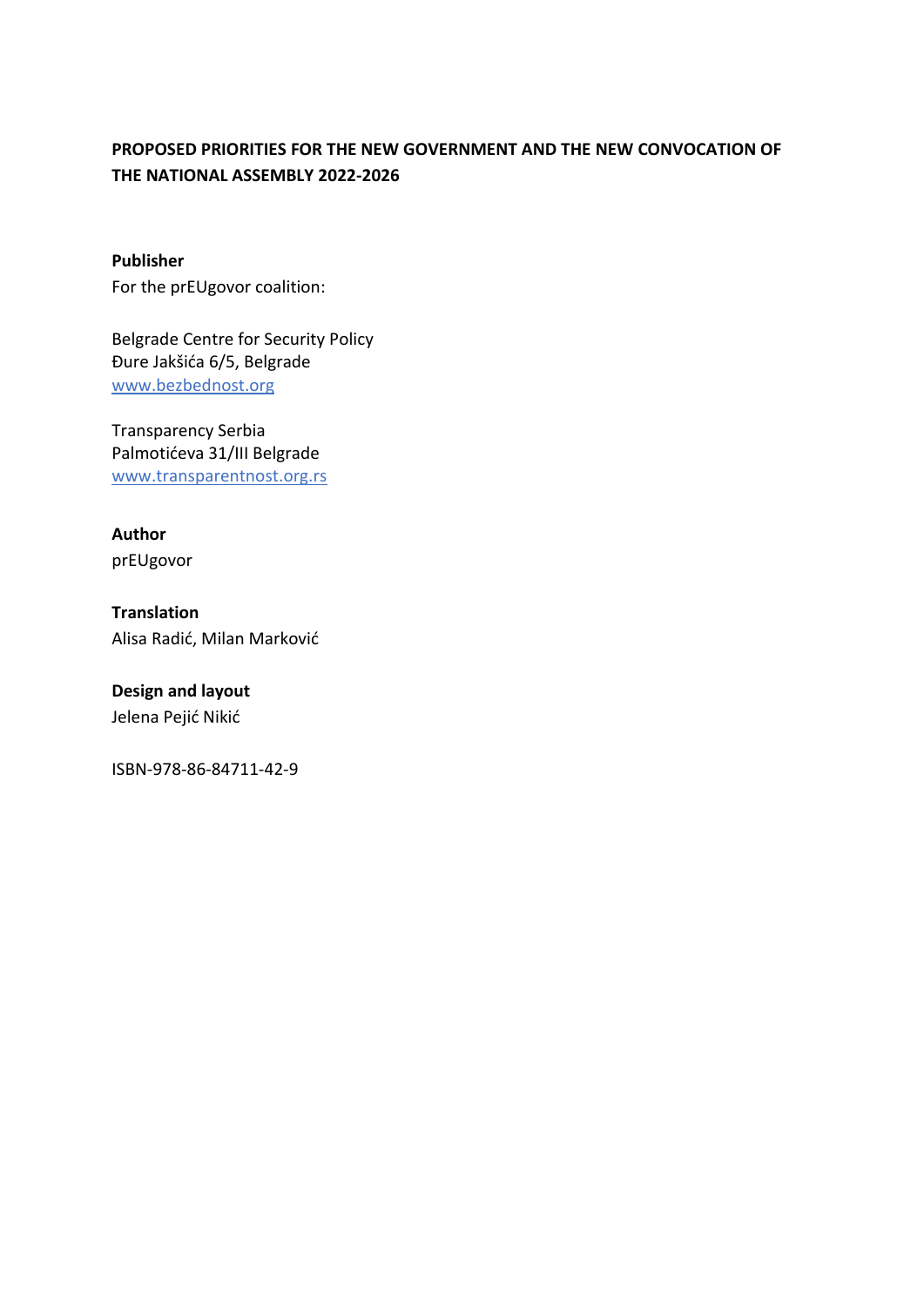**PROPOSED PRIORITIES FOR THE NEW GOVERNMENT AND THE NEW CONVOCATION OF THE NATIONAL ASSEMBLY 2022-2026**

**Publisher**

For the prEUgovor coalition:

Belgrade Centre for Security Policy
Đure Jakšića 6/5, Belgrade
www.bezbednost.org

Transparency Serbia
Palmotićeva 31/III Belgrade
www.transparentnost.org.rs

**Author**

prEUgovor

**Translation**

Alisa Radić, Milan Marković

**Design and layout**

Jelena Pejić Nikić

ISBN-978-86-84711-42-9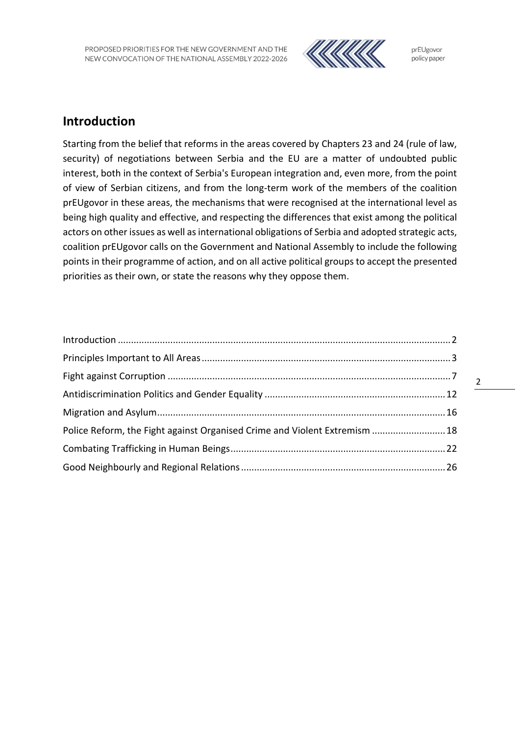## Introduction

Starting from the belief that reforms in the areas covered by Chapters 23 and 24 (rule of law, security) of negotiations between Serbia and the EU are a matter of undoubted public interest, both in the context of Serbia's European integration and, even more, from the point of view of Serbian citizens, and from the long-term work of the members of the coalition prEUgovor in these areas, the mechanisms that were recognised at the international level as being high quality and effective, and respecting the differences that exist among the political actors on other issues as well as international obligations of Serbia and adopted strategic acts, coalition prEUgovor calls on the Government and National Assembly to include the following points in their programme of action, and on all active political groups to accept the presented priorities as their own, or state the reasons why they oppose them.

Introduction ..... 2
Principles Important to All Areas ..... 3
Fight against Corruption ..... 7
Antidiscrimination Politics and Gender Equality ..... 12
Migration and Asylum ..... 16
Police Reform, the Fight against Organised Crime and Violent Extremism ..... 18
Combating Trafficking in Human Beings ..... 22
Good Neighbourly and Regional Relations ..... 26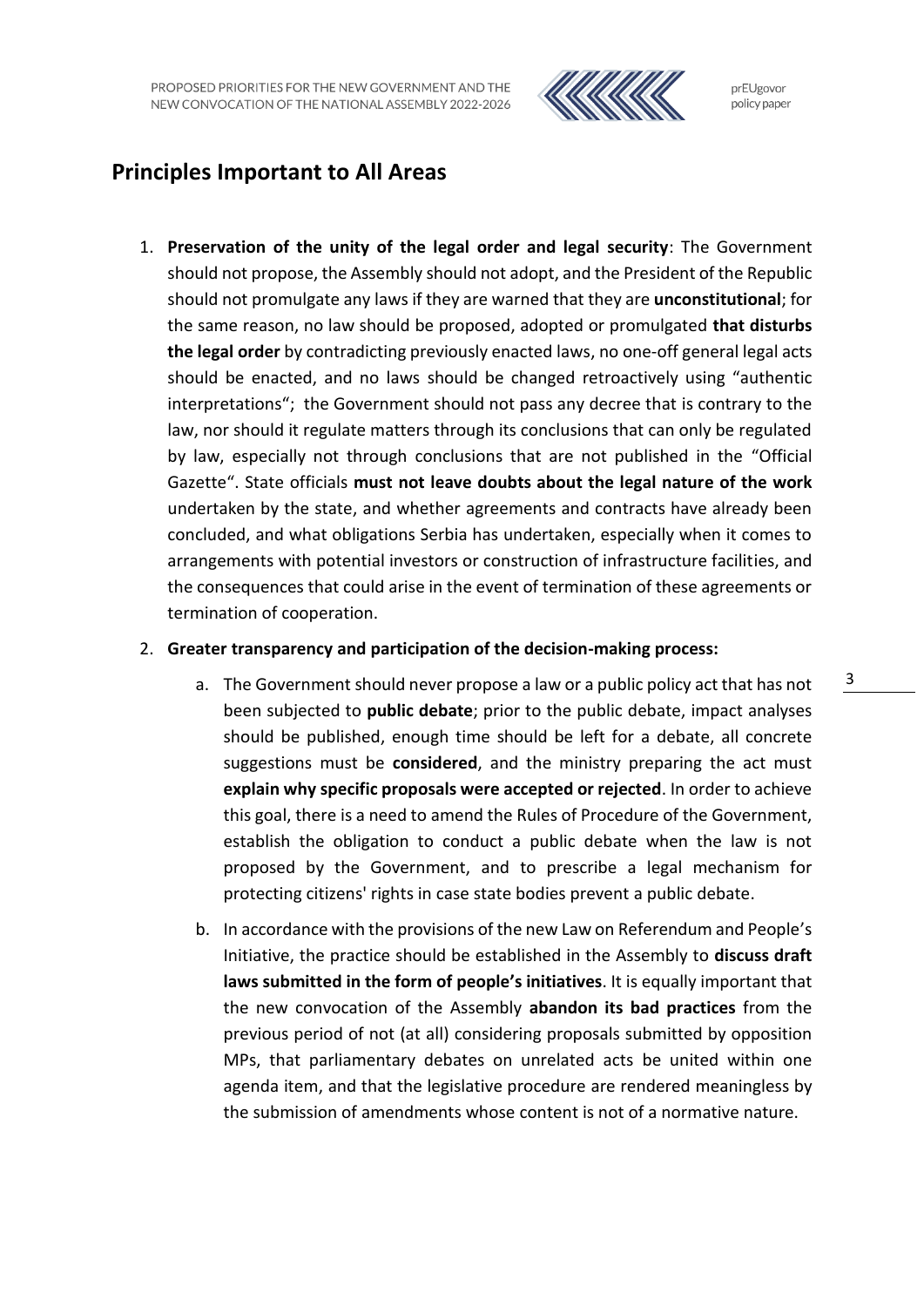## Principles Important to All Areas

1. **Preservation of the unity of the legal order and legal security**: The Government should not propose, the Assembly should not adopt, and the President of the Republic should not promulgate any laws if they are warned that they are **unconstitutional**; for the same reason, no law should be proposed, adopted or promulgated **that disturbs the legal order** by contradicting previously enacted laws, no one-off general legal acts should be enacted, and no laws should be changed retroactively using "authentic interpretations"; the Government should not pass any decree that is contrary to the law, nor should it regulate matters through its conclusions that can only be regulated by law, especially not through conclusions that are not published in the "Official Gazette". State officials **must not leave doubts about the legal nature of the work** undertaken by the state, and whether agreements and contracts have already been concluded, and what obligations Serbia has undertaken, especially when it comes to arrangements with potential investors or construction of infrastructure facilities, and the consequences that could arise in the event of termination of these agreements or termination of cooperation.

2. **Greater transparency and participation of the decision-making process:**

   a. The Government should never propose a law or a public policy act that has not been subjected to **public debate**; prior to the public debate, impact analyses should be published, enough time should be left for a debate, all concrete suggestions must be **considered**, and the ministry preparing the act must **explain why specific proposals were accepted or rejected**. In order to achieve this goal, there is a need to amend the Rules of Procedure of the Government, establish the obligation to conduct a public debate when the law is not proposed by the Government, and to prescribe a legal mechanism for protecting citizens' rights in case state bodies prevent a public debate.

   b. In accordance with the provisions of the new Law on Referendum and People's Initiative, the practice should be established in the Assembly to **discuss draft laws submitted in the form of people's initiatives**. It is equally important that the new convocation of the Assembly **abandon its bad practices** from the previous period of not (at all) considering proposals submitted by opposition MPs, that parliamentary debates on unrelated acts be united within one agenda item, and that the legislative procedure are rendered meaningless by the submission of amendments whose content is not of a normative nature.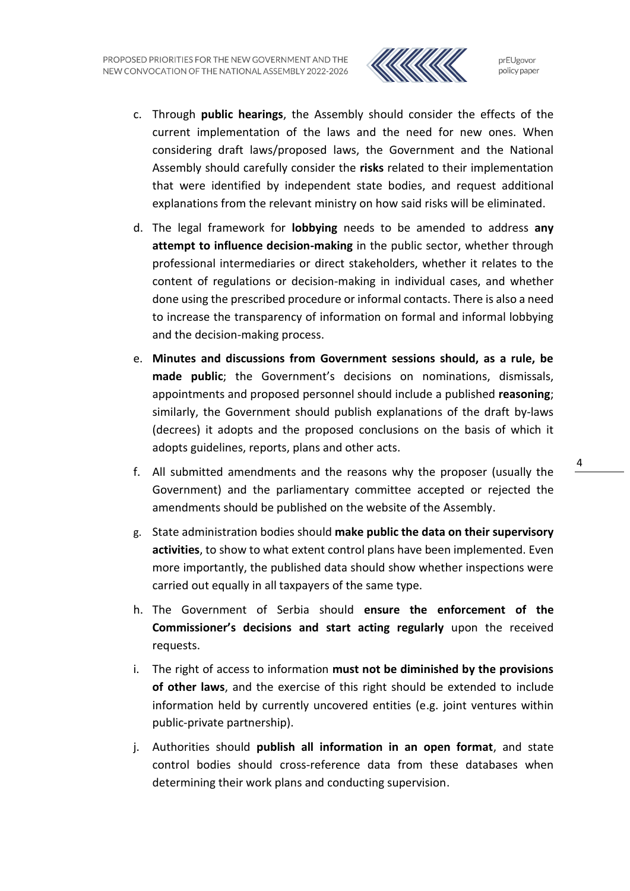c. Through **public hearings**, the Assembly should consider the effects of the current implementation of the laws and the need for new ones. When considering draft laws/proposed laws, the Government and the National Assembly should carefully consider the **risks** related to their implementation that were identified by independent state bodies, and request additional explanations from the relevant ministry on how said risks will be eliminated.

d. The legal framework for **lobbying** needs to be amended to address **any attempt to influence decision-making** in the public sector, whether through professional intermediaries or direct stakeholders, whether it relates to the content of regulations or decision-making in individual cases, and whether done using the prescribed procedure or informal contacts. There is also a need to increase the transparency of information on formal and informal lobbying and the decision-making process.

e. **Minutes and discussions from Government sessions should, as a rule, be made public**; the Government's decisions on nominations, dismissals, appointments and proposed personnel should include a published **reasoning**; similarly, the Government should publish explanations of the draft by-laws (decrees) it adopts and the proposed conclusions on the basis of which it adopts guidelines, reports, plans and other acts.

f. All submitted amendments and the reasons why the proposer (usually the Government) and the parliamentary committee accepted or rejected the amendments should be published on the website of the Assembly.

g. State administration bodies should **make public the data on their supervisory activities**, to show to what extent control plans have been implemented. Even more importantly, the published data should show whether inspections were carried out equally in all taxpayers of the same type.

h. The Government of Serbia should **ensure the enforcement of the Commissioner's decisions and start acting regularly** upon the received requests.

i. The right of access to information **must not be diminished by the provisions of other laws**, and the exercise of this right should be extended to include information held by currently uncovered entities (e.g. joint ventures within public-private partnership).

j. Authorities should **publish all information in an open format**, and state control bodies should cross-reference data from these databases when determining their work plans and conducting supervision.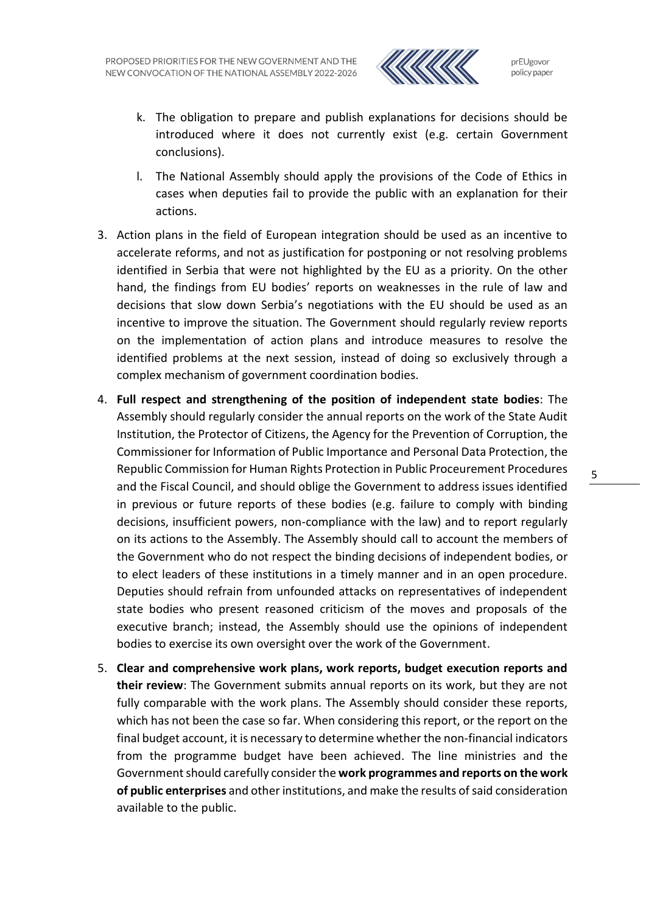k. The obligation to prepare and publish explanations for decisions should be introduced where it does not currently exist (e.g. certain Government conclusions).

   l. The National Assembly should apply the provisions of the Code of Ethics in cases when deputies fail to provide the public with an explanation for their actions.

3. Action plans in the field of European integration should be used as an incentive to accelerate reforms, and not as justification for postponing or not resolving problems identified in Serbia that were not highlighted by the EU as a priority. On the other hand, the findings from EU bodies' reports on weaknesses in the rule of law and decisions that slow down Serbia's negotiations with the EU should be used as an incentive to improve the situation. The Government should regularly review reports on the implementation of action plans and introduce measures to resolve the identified problems at the next session, instead of doing so exclusively through a complex mechanism of government coordination bodies.

4. **Full respect and strengthening of the position of independent state bodies**: The Assembly should regularly consider the annual reports on the work of the State Audit Institution, the Protector of Citizens, the Agency for the Prevention of Corruption, the Commissioner for Information of Public Importance and Personal Data Protection, the Republic Commission for Human Rights Protection in Public Procurement Procedures and the Fiscal Council, and should oblige the Government to address issues identified in previous or future reports of these bodies (e.g. failure to comply with binding decisions, insufficient powers, non-compliance with the law) and to report regularly on its actions to the Assembly. The Assembly should call to account the members of the Government who do not respect the binding decisions of independent bodies, or to elect leaders of these institutions in a timely manner and in an open procedure. Deputies should refrain from unfounded attacks on representatives of independent state bodies who present reasoned criticism of the moves and proposals of the executive branch; instead, the Assembly should use the opinions of independent bodies to exercise its own oversight over the work of the Government.

5. **Clear and comprehensive work plans, work reports, budget execution reports and their review**: The Government submits annual reports on its work, but they are not fully comparable with the work plans. The Assembly should consider these reports, which has not been the case so far. When considering this report, or the report on the final budget account, it is necessary to determine whether the non-financial indicators from the programme budget have been achieved. The line ministries and the Government should carefully consider the **work programmes and reports on the work of public enterprises** and other institutions, and make the results of said consideration available to the public.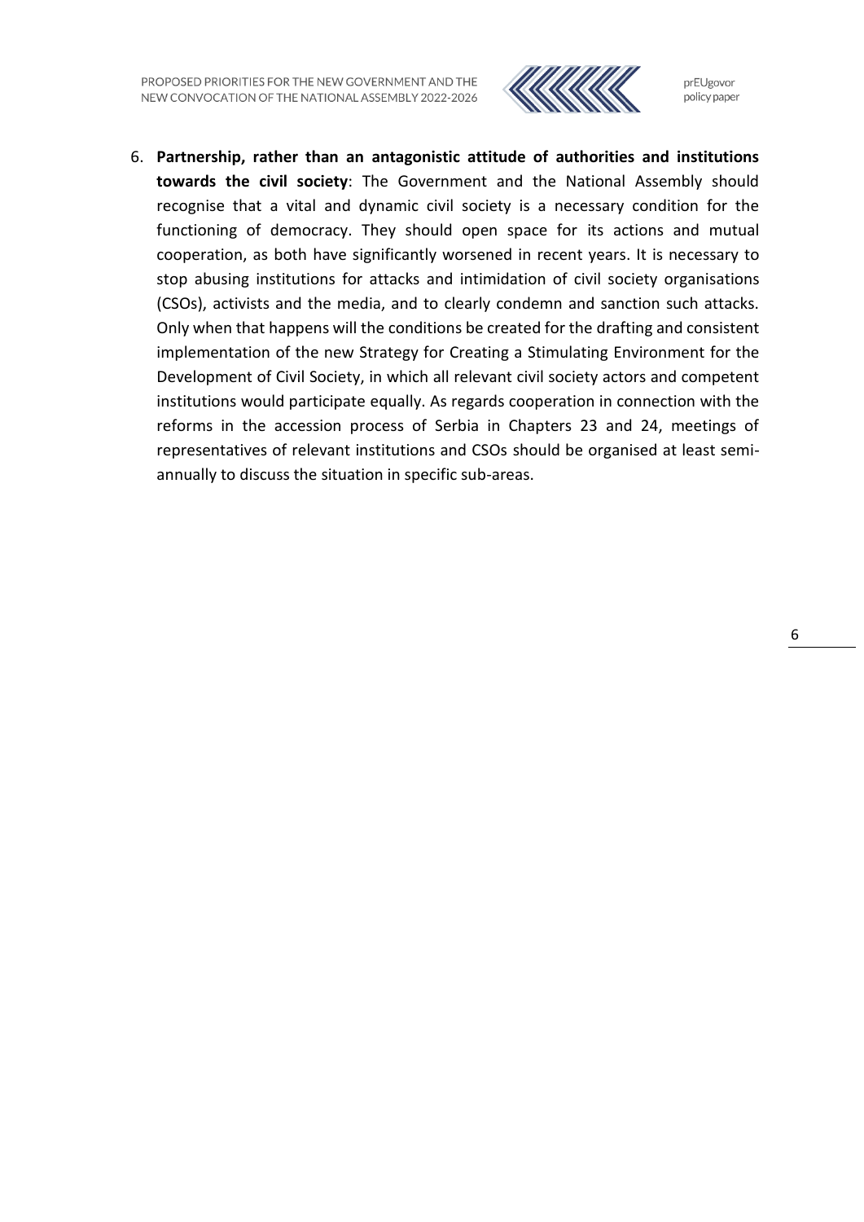6. **Partnership, rather than an antagonistic attitude of authorities and institutions towards the civil society**: The Government and the National Assembly should recognise that a vital and dynamic civil society is a necessary condition for the functioning of democracy. They should open space for its actions and mutual cooperation, as both have significantly worsened in recent years. It is necessary to stop abusing institutions for attacks and intimidation of civil society organisations (CSOs), activists and the media, and to clearly condemn and sanction such attacks. Only when that happens will the conditions be created for the drafting and consistent implementation of the new Strategy for Creating a Stimulating Environment for the Development of Civil Society, in which all relevant civil society actors and competent institutions would participate equally. As regards cooperation in connection with the reforms in the accession process of Serbia in Chapters 23 and 24, meetings of representatives of relevant institutions and CSOs should be organised at least semi-annually to discuss the situation in specific sub-areas.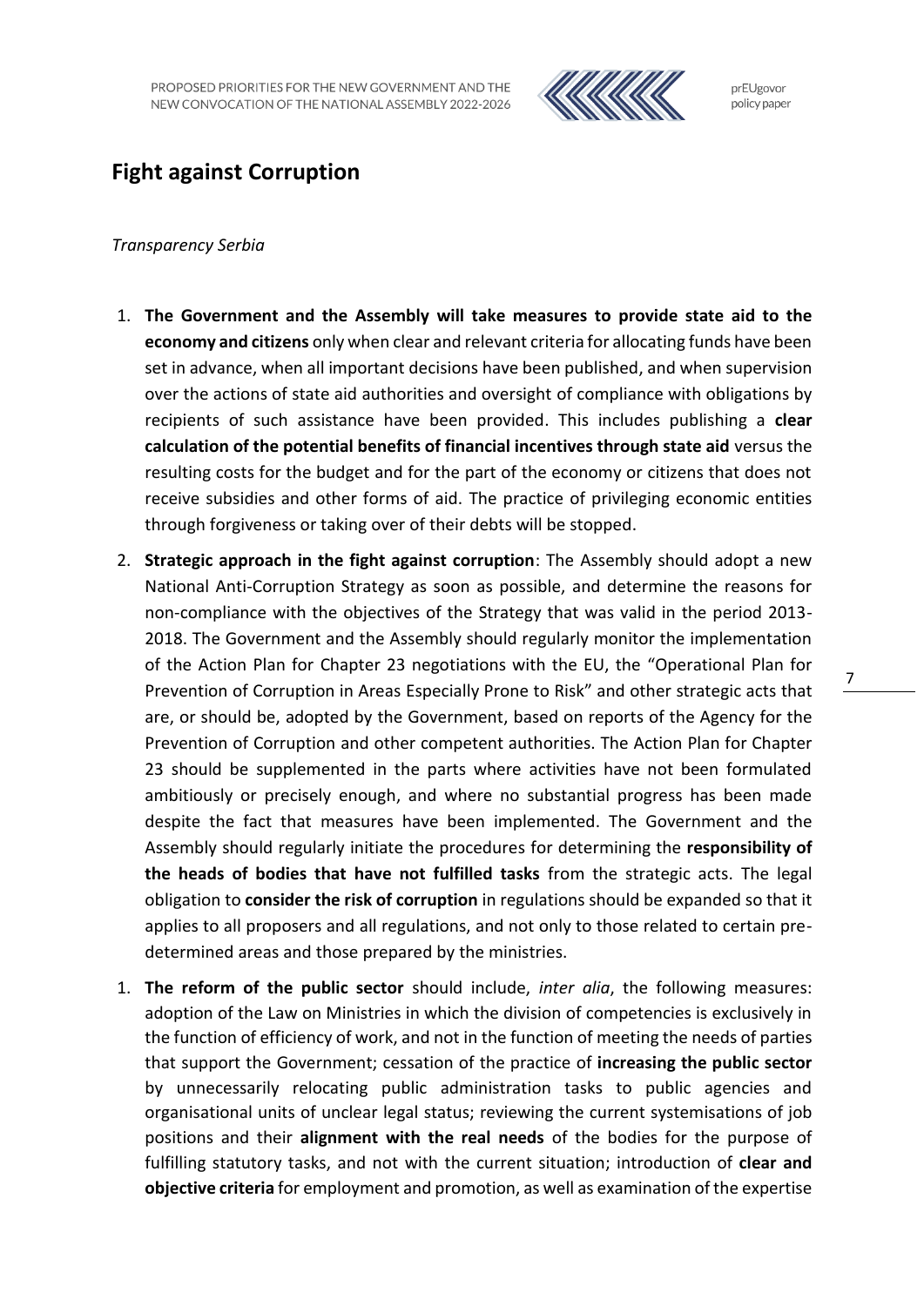# Fight against Corruption

*Transparency Serbia*

1. **The Government and the Assembly will take measures to provide state aid to the economy and citizens** only when clear and relevant criteria for allocating funds have been set in advance, when all important decisions have been published, and when supervision over the actions of state aid authorities and oversight of compliance with obligations by recipients of such assistance have been provided. This includes publishing a **clear calculation of the potential benefits of financial incentives through state aid** versus the resulting costs for the budget and for the part of the economy or citizens that does not receive subsidies and other forms of aid. The practice of privileging economic entities through forgiveness or taking over of their debts will be stopped.
2. **Strategic approach in the fight against corruption**: The Assembly should adopt a new National Anti-Corruption Strategy as soon as possible, and determine the reasons for non-compliance with the objectives of the Strategy that was valid in the period 2013-2018. The Government and the Assembly should regularly monitor the implementation of the Action Plan for Chapter 23 negotiations with the EU, the "Operational Plan for Prevention of Corruption in Areas Especially Prone to Risk" and other strategic acts that are, or should be, adopted by the Government, based on reports of the Agency for the Prevention of Corruption and other competent authorities. The Action Plan for Chapter 23 should be supplemented in the parts where activities have not been formulated ambitiously or precisely enough, and where no substantial progress has been made despite the fact that measures have been implemented. The Government and the Assembly should regularly initiate the procedures for determining the **responsibility of the heads of bodies that have not fulfilled tasks** from the strategic acts. The legal obligation to **consider the risk of corruption** in regulations should be expanded so that it applies to all proposers and all regulations, and not only to those related to certain pre-determined areas and those prepared by the ministries.

1. **The reform of the public sector** should include, *inter alia*, the following measures: adoption of the Law on Ministries in which the division of competencies is exclusively in the function of efficiency of work, and not in the function of meeting the needs of parties that support the Government; cessation of the practice of **increasing the public sector** by unnecessarily relocating public administration tasks to public agencies and organisational units of unclear legal status; reviewing the current systemisations of job positions and their **alignment with the real needs** of the bodies for the purpose of fulfilling statutory tasks, and not with the current situation; introduction of **clear and objective criteria** for employment and promotion, as well as examination of the expertise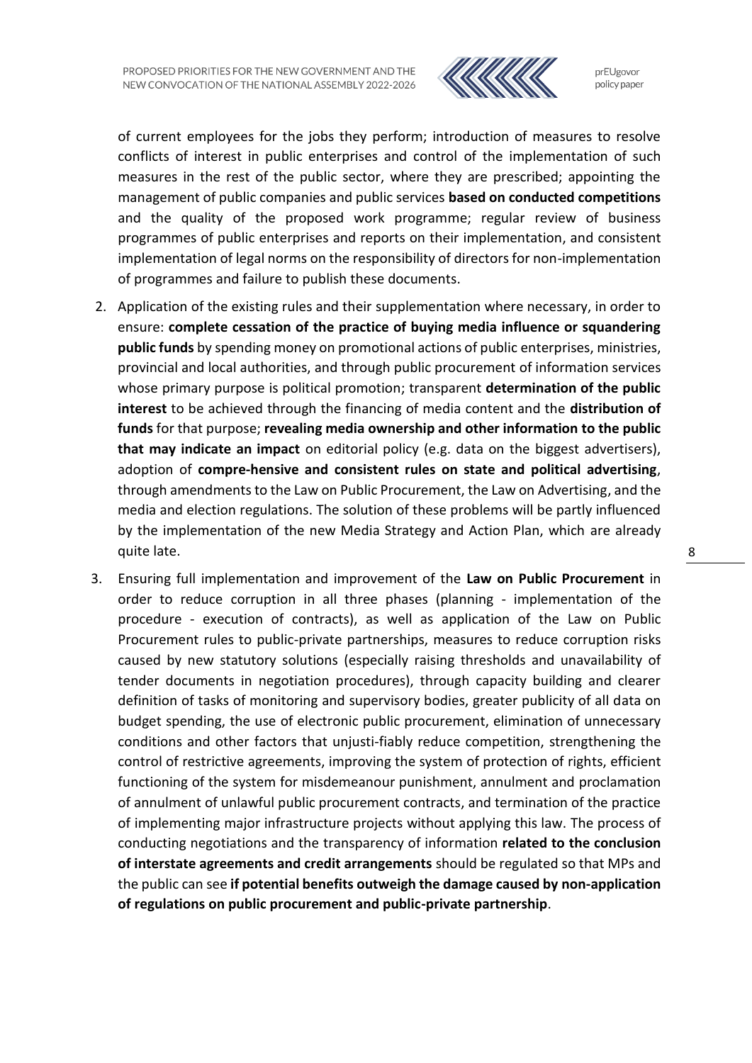of current employees for the jobs they perform; introduction of measures to resolve conflicts of interest in public enterprises and control of the implementation of such measures in the rest of the public sector, where they are prescribed; appointing the management of public companies and public services **based on conducted competitions** and the quality of the proposed work programme; regular review of business programmes of public enterprises and reports on their implementation, and consistent implementation of legal norms on the responsibility of directors for non-implementation of programmes and failure to publish these documents.

2. Application of the existing rules and their supplementation where necessary, in order to ensure: **complete cessation of the practice of buying media influence or squandering public funds** by spending money on promotional actions of public enterprises, ministries, provincial and local authorities, and through public procurement of information services whose primary purpose is political promotion; transparent **determination of the public interest** to be achieved through the financing of media content and the **distribution of funds** for that purpose; **revealing media ownership and other information to the public that may indicate an impact** on editorial policy (e.g. data on the biggest advertisers), adoption of **compre-hensive and consistent rules on state and political advertising**, through amendments to the Law on Public Procurement, the Law on Advertising, and the media and election regulations. The solution of these problems will be partly influenced by the implementation of the new Media Strategy and Action Plan, which are already quite late.

3. Ensuring full implementation and improvement of the **Law on Public Procurement** in order to reduce corruption in all three phases (planning - implementation of the procedure - execution of contracts), as well as application of the Law on Public Procurement rules to public-private partnerships, measures to reduce corruption risks caused by new statutory solutions (especially raising thresholds and unavailability of tender documents in negotiation procedures), through capacity building and clearer definition of tasks of monitoring and supervisory bodies, greater publicity of all data on budget spending, the use of electronic public procurement, elimination of unnecessary conditions and other factors that unjusti-fiably reduce competition, strengthening the control of restrictive agreements, improving the system of protection of rights, efficient functioning of the system for misdemeanour punishment, annulment and proclamation of annulment of unlawful public procurement contracts, and termination of the practice of implementing major infrastructure projects without applying this law. The process of conducting negotiations and the transparency of information **related to the conclusion of interstate agreements and credit arrangements** should be regulated so that MPs and the public can see **if potential benefits outweigh the damage caused by non-application of regulations on public procurement and public-private partnership**.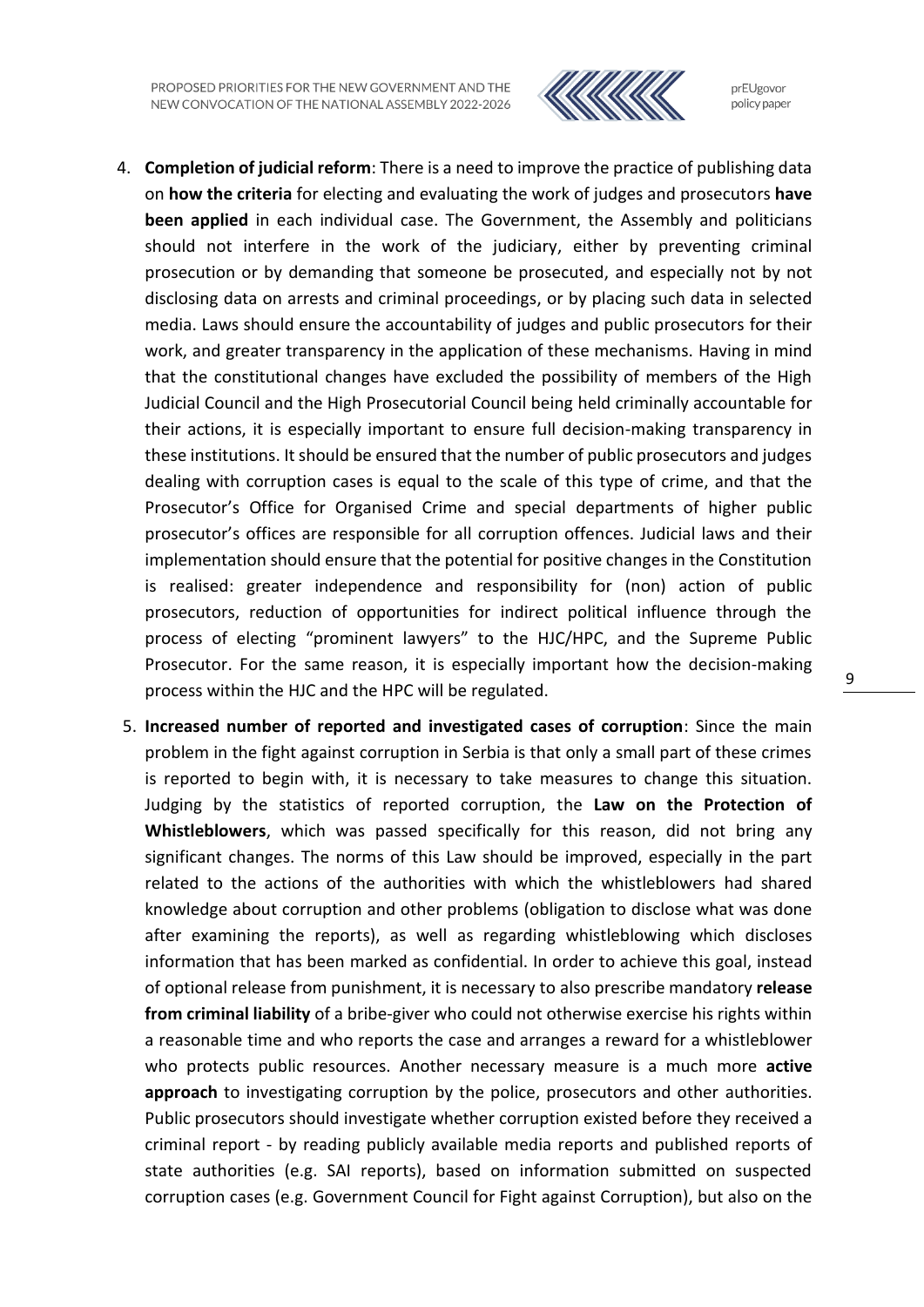4. **Completion of judicial reform**: There is a need to improve the practice of publishing data on **how the criteria** for electing and evaluating the work of judges and prosecutors **have been applied** in each individual case. The Government, the Assembly and politicians should not interfere in the work of the judiciary, either by preventing criminal prosecution or by demanding that someone be prosecuted, and especially not by not disclosing data on arrests and criminal proceedings, or by placing such data in selected media. Laws should ensure the accountability of judges and public prosecutors for their work, and greater transparency in the application of these mechanisms. Having in mind that the constitutional changes have excluded the possibility of members of the High Judicial Council and the High Prosecutorial Council being held criminally accountable for their actions, it is especially important to ensure full decision-making transparency in these institutions. It should be ensured that the number of public prosecutors and judges dealing with corruption cases is equal to the scale of this type of crime, and that the Prosecutor's Office for Organised Crime and special departments of higher public prosecutor's offices are responsible for all corruption offences. Judicial laws and their implementation should ensure that the potential for positive changes in the Constitution is realised: greater independence and responsibility for (non) action of public prosecutors, reduction of opportunities for indirect political influence through the process of electing "prominent lawyers" to the HJC/HPC, and the Supreme Public Prosecutor. For the same reason, it is especially important how the decision-making process within the HJC and the HPC will be regulated.

5. **Increased number of reported and investigated cases of corruption**: Since the main problem in the fight against corruption in Serbia is that only a small part of these crimes is reported to begin with, it is necessary to take measures to change this situation. Judging by the statistics of reported corruption, the **Law on the Protection of Whistleblowers**, which was passed specifically for this reason, did not bring any significant changes. The norms of this Law should be improved, especially in the part related to the actions of the authorities with which the whistleblowers had shared knowledge about corruption and other problems (obligation to disclose what was done after examining the reports), as well as regarding whistleblowing which discloses information that has been marked as confidential. In order to achieve this goal, instead of optional release from punishment, it is necessary to also prescribe mandatory **release from criminal liability** of a bribe-giver who could not otherwise exercise his rights within a reasonable time and who reports the case and arranges a reward for a whistleblower who protects public resources. Another necessary measure is a much more **active approach** to investigating corruption by the police, prosecutors and other authorities. Public prosecutors should investigate whether corruption existed before they received a criminal report - by reading publicly available media reports and published reports of state authorities (e.g. SAI reports), based on information submitted on suspected corruption cases (e.g. Government Council for Fight against Corruption), but also on the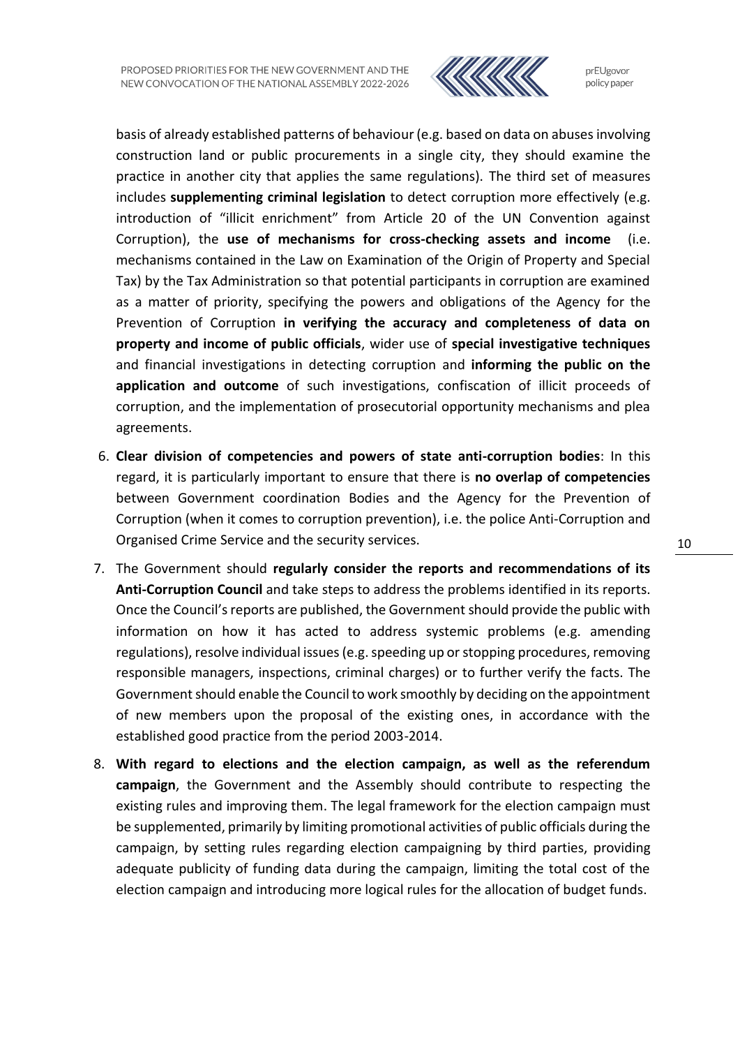basis of already established patterns of behaviour (e.g. based on data on abuses involving construction land or public procurements in a single city, they should examine the practice in another city that applies the same regulations). The third set of measures includes **supplementing criminal legislation** to detect corruption more effectively (e.g. introduction of "illicit enrichment" from Article 20 of the UN Convention against Corruption), the **use of mechanisms for cross-checking assets and income** (i.e. mechanisms contained in the Law on Examination of the Origin of Property and Special Tax) by the Tax Administration so that potential participants in corruption are examined as a matter of priority, specifying the powers and obligations of the Agency for the Prevention of Corruption **in verifying the accuracy and completeness of data on property and income of public officials**, wider use of **special investigative techniques** and financial investigations in detecting corruption and **informing the public on the application and outcome** of such investigations, confiscation of illicit proceeds of corruption, and the implementation of prosecutorial opportunity mechanisms and plea agreements.

6. **Clear division of competencies and powers of state anti-corruption bodies**: In this regard, it is particularly important to ensure that there is **no overlap of competencies** between Government coordination Bodies and the Agency for the Prevention of Corruption (when it comes to corruption prevention), i.e. the police Anti-Corruption and Organised Crime Service and the security services.
7. The Government should **regularly consider the reports and recommendations of its Anti-Corruption Council** and take steps to address the problems identified in its reports. Once the Council's reports are published, the Government should provide the public with information on how it has acted to address systemic problems (e.g. amending regulations), resolve individual issues (e.g. speeding up or stopping procedures, removing responsible managers, inspections, criminal charges) or to further verify the facts. The Government should enable the Council to work smoothly by deciding on the appointment of new members upon the proposal of the existing ones, in accordance with the established good practice from the period 2003-2014.
8. **With regard to elections and the election campaign, as well as the referendum campaign**, the Government and the Assembly should contribute to respecting the existing rules and improving them. The legal framework for the election campaign must be supplemented, primarily by limiting promotional activities of public officials during the campaign, by setting rules regarding election campaigning by third parties, providing adequate publicity of funding data during the campaign, limiting the total cost of the election campaign and introducing more logical rules for the allocation of budget funds.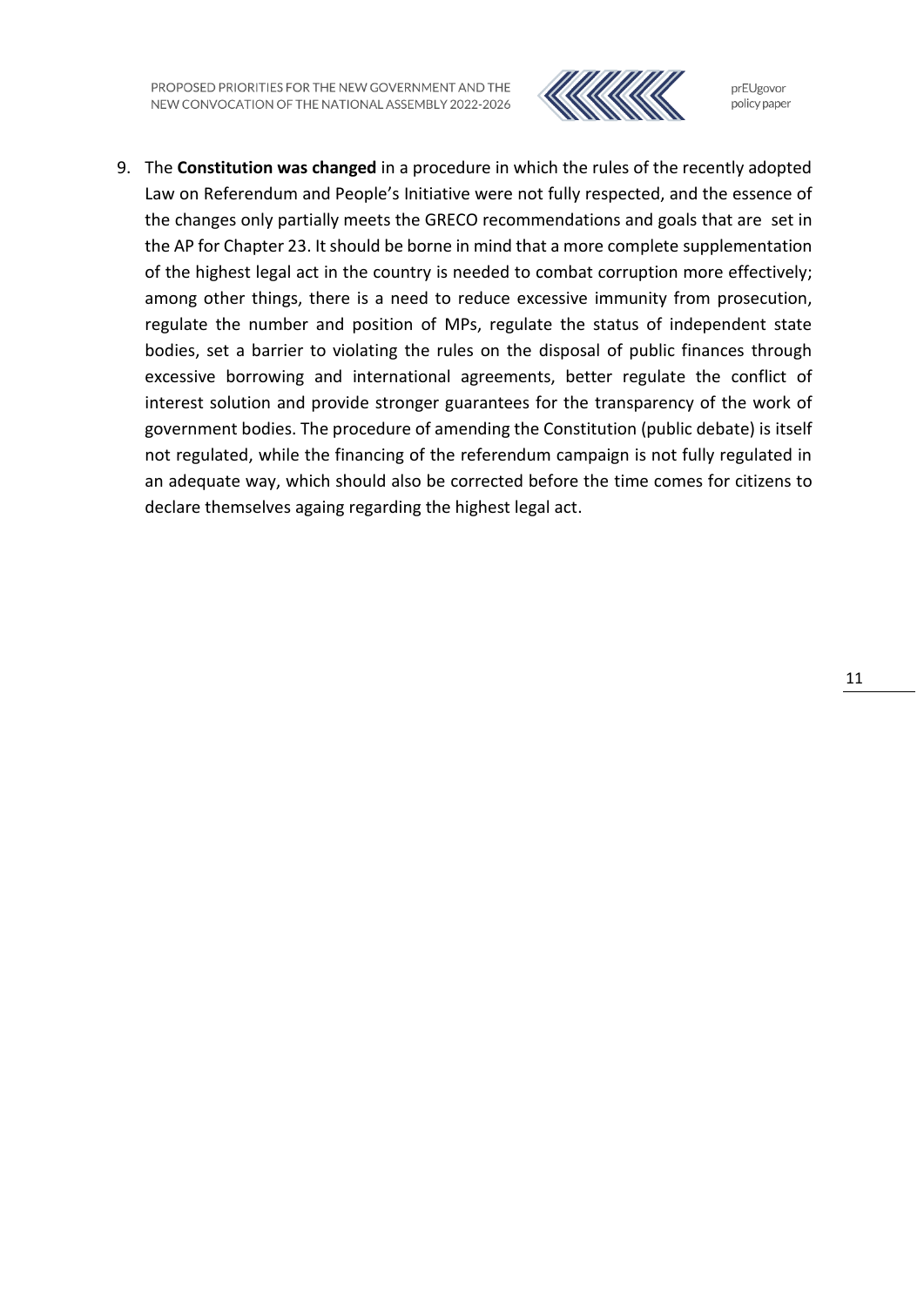9. The **Constitution was changed** in a procedure in which the rules of the recently adopted Law on Referendum and People's Initiative were not fully respected, and the essence of the changes only partially meets the GRECO recommendations and goals that are set in the AP for Chapter 23. It should be borne in mind that a more complete supplementation of the highest legal act in the country is needed to combat corruption more effectively; among other things, there is a need to reduce excessive immunity from prosecution, regulate the number and position of MPs, regulate the status of independent state bodies, set a barrier to violating the rules on the disposal of public finances through excessive borrowing and international agreements, better regulate the conflict of interest solution and provide stronger guarantees for the transparency of the work of government bodies. The procedure of amending the Constitution (public debate) is itself not regulated, while the financing of the referendum campaign is not fully regulated in an adequate way, which should also be corrected before the time comes for citizens to declare themselves againg regarding the highest legal act.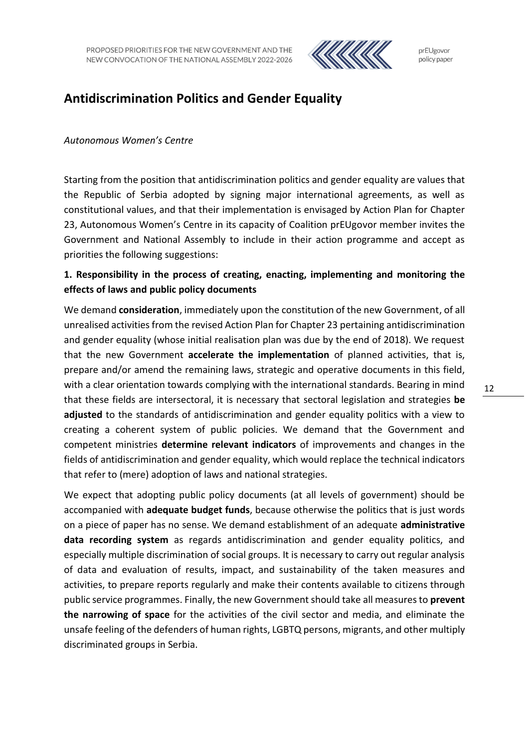## Antidiscrimination Politics and Gender Equality

*Autonomous Women's Centre*

Starting from the position that antidiscrimination politics and gender equality are values that the Republic of Serbia adopted by signing major international agreements, as well as constitutional values, and that their implementation is envisaged by Action Plan for Chapter 23, Autonomous Women's Centre in its capacity of Coalition prEUgovor member invites the Government and National Assembly to include in their action programme and accept as priorities the following suggestions:

### 1. Responsibility in the process of creating, enacting, implementing and monitoring the effects of laws and public policy documents

We demand **consideration**, immediately upon the constitution of the new Government, of all unrealised activities from the revised Action Plan for Chapter 23 pertaining antidiscrimination and gender equality (whose initial realisation plan was due by the end of 2018). We request that the new Government **accelerate the implementation** of planned activities, that is, prepare and/or amend the remaining laws, strategic and operative documents in this field, with a clear orientation towards complying with the international standards. Bearing in mind that these fields are intersectoral, it is necessary that sectoral legislation and strategies **be adjusted** to the standards of antidiscrimination and gender equality politics with a view to creating a coherent system of public policies. We demand that the Government and competent ministries **determine relevant indicators** of improvements and changes in the fields of antidiscrimination and gender equality, which would replace the technical indicators that refer to (mere) adoption of laws and national strategies.

We expect that adopting public policy documents (at all levels of government) should be accompanied with **adequate budget funds**, because otherwise the politics that is just words on a piece of paper has no sense. We demand establishment of an adequate **administrative data recording system** as regards antidiscrimination and gender equality politics, and especially multiple discrimination of social groups. It is necessary to carry out regular analysis of data and evaluation of results, impact, and sustainability of the taken measures and activities, to prepare reports regularly and make their contents available to citizens through public service programmes. Finally, the new Government should take all measures to **prevent the narrowing of space** for the activities of the civil sector and media, and eliminate the unsafe feeling of the defenders of human rights, LGBTQ persons, migrants, and other multiply discriminated groups in Serbia.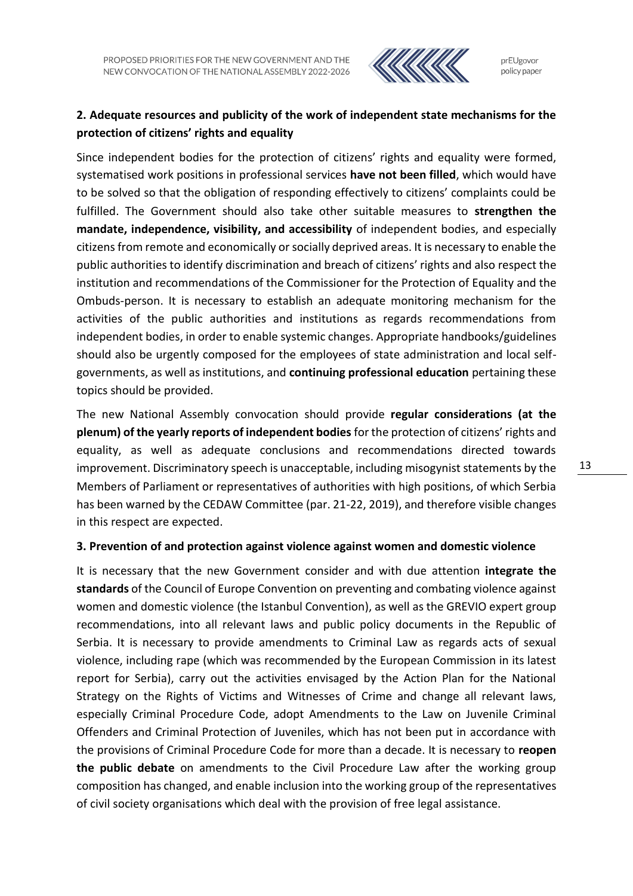**2. Adequate resources and publicity of the work of independent state mechanisms for the protection of citizens' rights and equality**

Since independent bodies for the protection of citizens' rights and equality were formed, systematised work positions in professional services **have not been filled**, which would have to be solved so that the obligation of responding effectively to citizens' complaints could be fulfilled. The Government should also take other suitable measures to **strengthen the mandate, independence, visibility, and accessibility** of independent bodies, and especially citizens from remote and economically or socially deprived areas. It is necessary to enable the public authorities to identify discrimination and breach of citizens' rights and also respect the institution and recommendations of the Commissioner for the Protection of Equality and the Ombuds-person. It is necessary to establish an adequate monitoring mechanism for the activities of the public authorities and institutions as regards recommendations from independent bodies, in order to enable systemic changes. Appropriate handbooks/guidelines should also be urgently composed for the employees of state administration and local self-governments, as well as institutions, and **continuing professional education** pertaining these topics should be provided.

The new National Assembly convocation should provide **regular considerations (at the plenum) of the yearly reports of independent bodies** for the protection of citizens' rights and equality, as well as adequate conclusions and recommendations directed towards improvement. Discriminatory speech is unacceptable, including misogynist statements by the Members of Parliament or representatives of authorities with high positions, of which Serbia has been warned by the CEDAW Committee (par. 21-22, 2019), and therefore visible changes in this respect are expected.

**3. Prevention of and protection against violence against women and domestic violence**

It is necessary that the new Government consider and with due attention **integrate the standards** of the Council of Europe Convention on preventing and combating violence against women and domestic violence (the Istanbul Convention), as well as the GREVIO expert group recommendations, into all relevant laws and public policy documents in the Republic of Serbia. It is necessary to provide amendments to Criminal Law as regards acts of sexual violence, including rape (which was recommended by the European Commission in its latest report for Serbia), carry out the activities envisaged by the Action Plan for the National Strategy on the Rights of Victims and Witnesses of Crime and change all relevant laws, especially Criminal Procedure Code, adopt Amendments to the Law on Juvenile Criminal Offenders and Criminal Protection of Juveniles, which has not been put in accordance with the provisions of Criminal Procedure Code for more than a decade. It is necessary to **reopen the public debate** on amendments to the Civil Procedure Law after the working group composition has changed, and enable inclusion into the working group of the representatives of civil society organisations which deal with the provision of free legal assistance.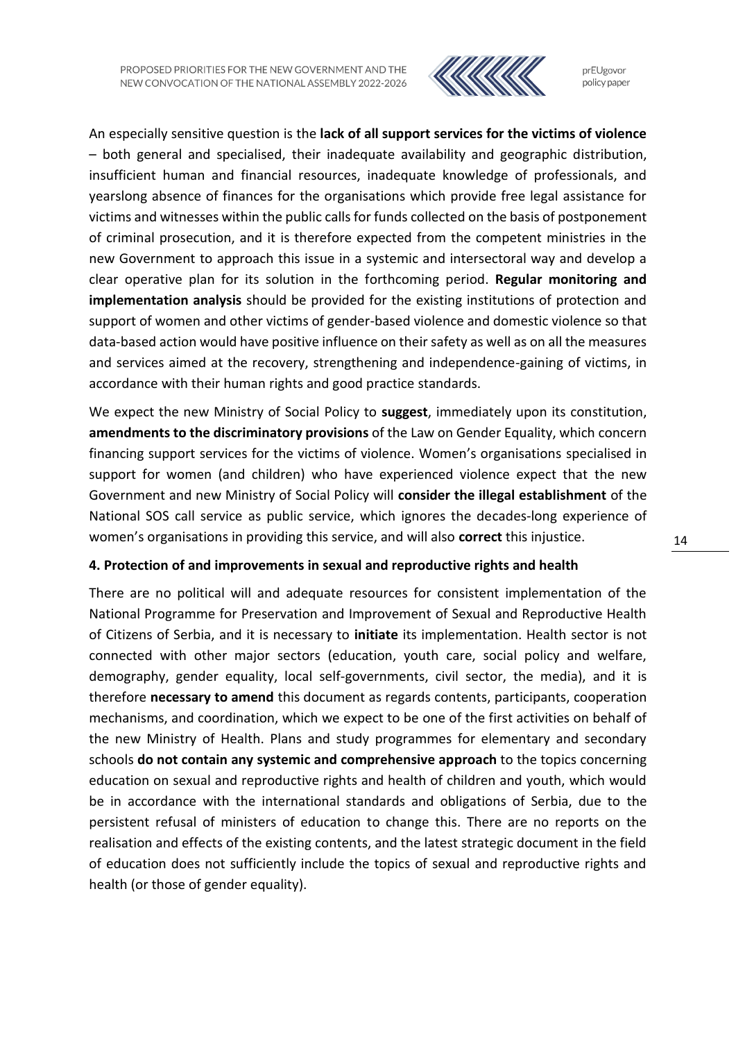An especially sensitive question is the **lack of all support services for the victims of violence** – both general and specialised, their inadequate availability and geographic distribution, insufficient human and financial resources, inadequate knowledge of professionals, and yearslong absence of finances for the organisations which provide free legal assistance for victims and witnesses within the public calls for funds collected on the basis of postponement of criminal prosecution, and it is therefore expected from the competent ministries in the new Government to approach this issue in a systemic and intersectoral way and develop a clear operative plan for its solution in the forthcoming period. **Regular monitoring and implementation analysis** should be provided for the existing institutions of protection and support of women and other victims of gender-based violence and domestic violence so that data-based action would have positive influence on their safety as well as on all the measures and services aimed at the recovery, strengthening and independence-gaining of victims, in accordance with their human rights and good practice standards.

We expect the new Ministry of Social Policy to **suggest**, immediately upon its constitution, **amendments to the discriminatory provisions** of the Law on Gender Equality, which concern financing support services for the victims of violence. Women's organisations specialised in support for women (and children) who have experienced violence expect that the new Government and new Ministry of Social Policy will **consider the illegal establishment** of the National SOS call service as public service, which ignores the decades-long experience of women's organisations in providing this service, and will also **correct** this injustice.

#### 4. Protection of and improvements in sexual and reproductive rights and health

There are no political will and adequate resources for consistent implementation of the National Programme for Preservation and Improvement of Sexual and Reproductive Health of Citizens of Serbia, and it is necessary to **initiate** its implementation. Health sector is not connected with other major sectors (education, youth care, social policy and welfare, demography, gender equality, local self-governments, civil sector, the media), and it is therefore **necessary to amend** this document as regards contents, participants, cooperation mechanisms, and coordination, which we expect to be one of the first activities on behalf of the new Ministry of Health. Plans and study programmes for elementary and secondary schools **do not contain any systemic and comprehensive approach** to the topics concerning education on sexual and reproductive rights and health of children and youth, which would be in accordance with the international standards and obligations of Serbia, due to the persistent refusal of ministers of education to change this. There are no reports on the realisation and effects of the existing contents, and the latest strategic document in the field of education does not sufficiently include the topics of sexual and reproductive rights and health (or those of gender equality).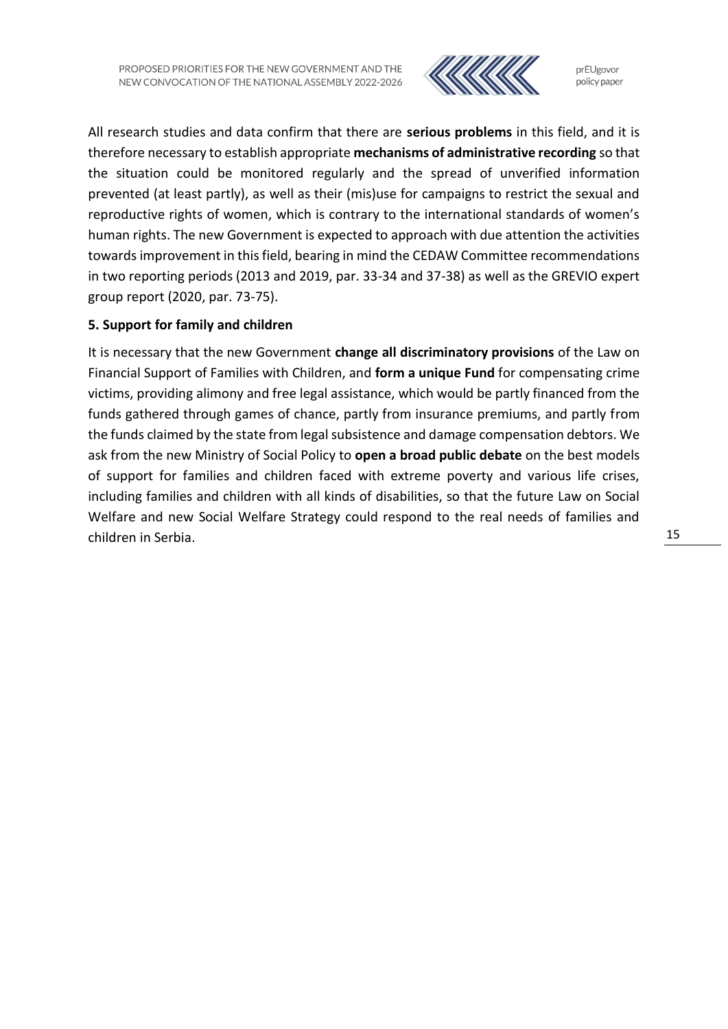All research studies and data confirm that there are **serious problems** in this field, and it is therefore necessary to establish appropriate **mechanisms of administrative recording** so that the situation could be monitored regularly and the spread of unverified information prevented (at least partly), as well as their (mis)use for campaigns to restrict the sexual and reproductive rights of women, which is contrary to the international standards of women's human rights. The new Government is expected to approach with due attention the activities towards improvement in this field, bearing in mind the CEDAW Committee recommendations in two reporting periods (2013 and 2019, par. 33-34 and 37-38) as well as the GREVIO expert group report (2020, par. 73-75).

**5. Support for family and children**

It is necessary that the new Government **change all discriminatory provisions** of the Law on Financial Support of Families with Children, and **form a unique Fund** for compensating crime victims, providing alimony and free legal assistance, which would be partly financed from the funds gathered through games of chance, partly from insurance premiums, and partly from the funds claimed by the state from legal subsistence and damage compensation debtors. We ask from the new Ministry of Social Policy to **open a broad public debate** on the best models of support for families and children faced with extreme poverty and various life crises, including families and children with all kinds of disabilities, so that the future Law on Social Welfare and new Social Welfare Strategy could respond to the real needs of families and children in Serbia.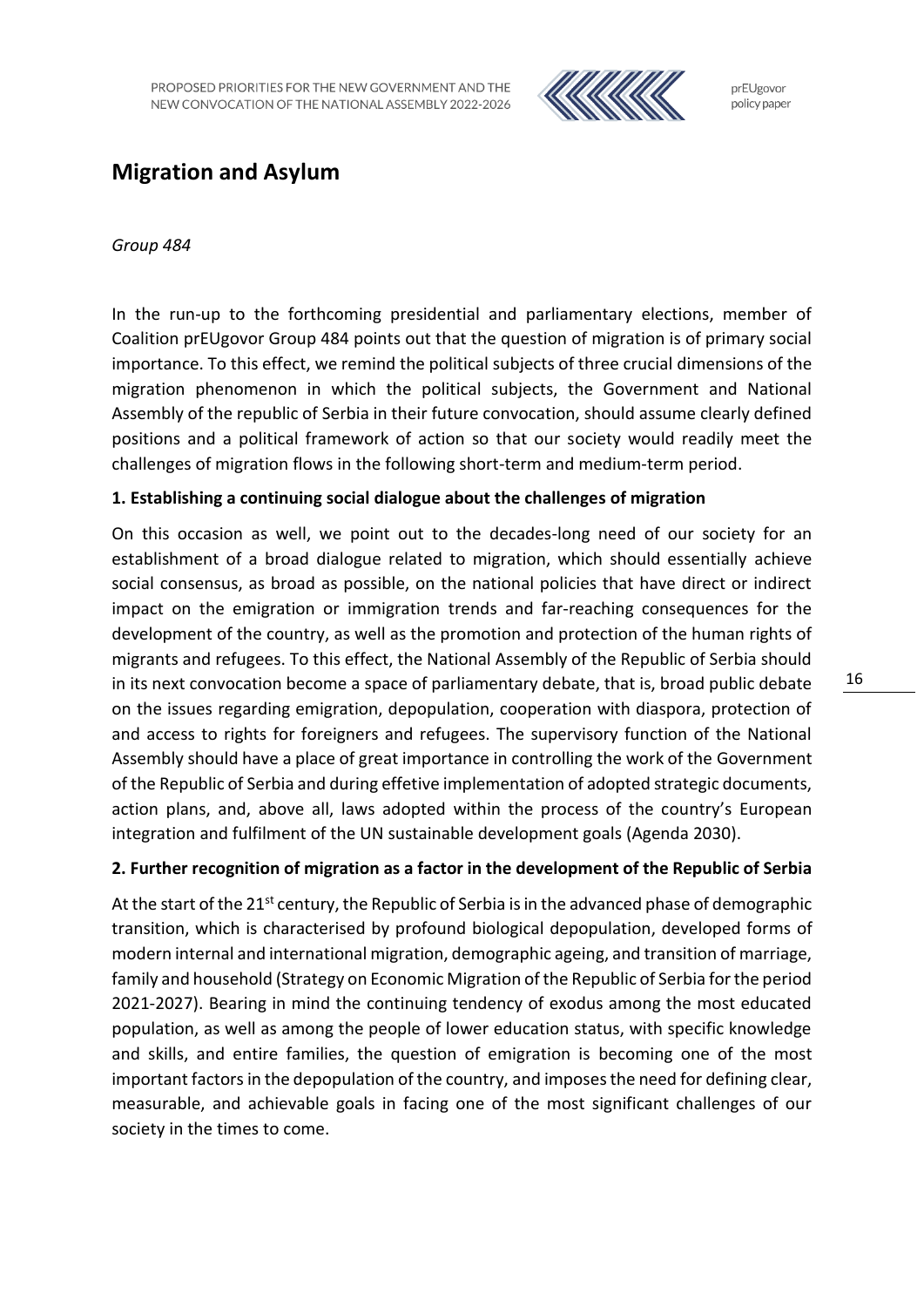# Migration and Asylum

*Group 484*

In the run-up to the forthcoming presidential and parliamentary elections, member of Coalition prEUgovor Group 484 points out that the question of migration is of primary social importance. To this effect, we remind the political subjects of three crucial dimensions of the migration phenomenon in which the political subjects, the Government and National Assembly of the republic of Serbia in their future convocation, should assume clearly defined positions and a political framework of action so that our society would readily meet the challenges of migration flows in the following short-term and medium-term period.

**1. Establishing a continuing social dialogue about the challenges of migration**

On this occasion as well, we point out to the decades-long need of our society for an establishment of a broad dialogue related to migration, which should essentially achieve social consensus, as broad as possible, on the national policies that have direct or indirect impact on the emigration or immigration trends and far-reaching consequences for the development of the country, as well as the promotion and protection of the human rights of migrants and refugees. To this effect, the National Assembly of the Republic of Serbia should in its next convocation become a space of parliamentary debate, that is, broad public debate on the issues regarding emigration, depopulation, cooperation with diaspora, protection of and access to rights for foreigners and refugees. The supervisory function of the National Assembly should have a place of great importance in controlling the work of the Government of the Republic of Serbia and during effetive implementation of adopted strategic documents, action plans, and, above all, laws adopted within the process of the country's European integration and fulfilment of the UN sustainable development goals (Agenda 2030).

**2. Further recognition of migration as a factor in the development of the Republic of Serbia**

At the start of the 21st century, the Republic of Serbia is in the advanced phase of demographic transition, which is characterised by profound biological depopulation, developed forms of modern internal and international migration, demographic ageing, and transition of marriage, family and household (Strategy on Economic Migration of the Republic of Serbia for the period 2021-2027). Bearing in mind the continuing tendency of exodus among the most educated population, as well as among the people of lower education status, with specific knowledge and skills, and entire families, the question of emigration is becoming one of the most important factors in the depopulation of the country, and imposes the need for defining clear, measurable, and achievable goals in facing one of the most significant challenges of our society in the times to come.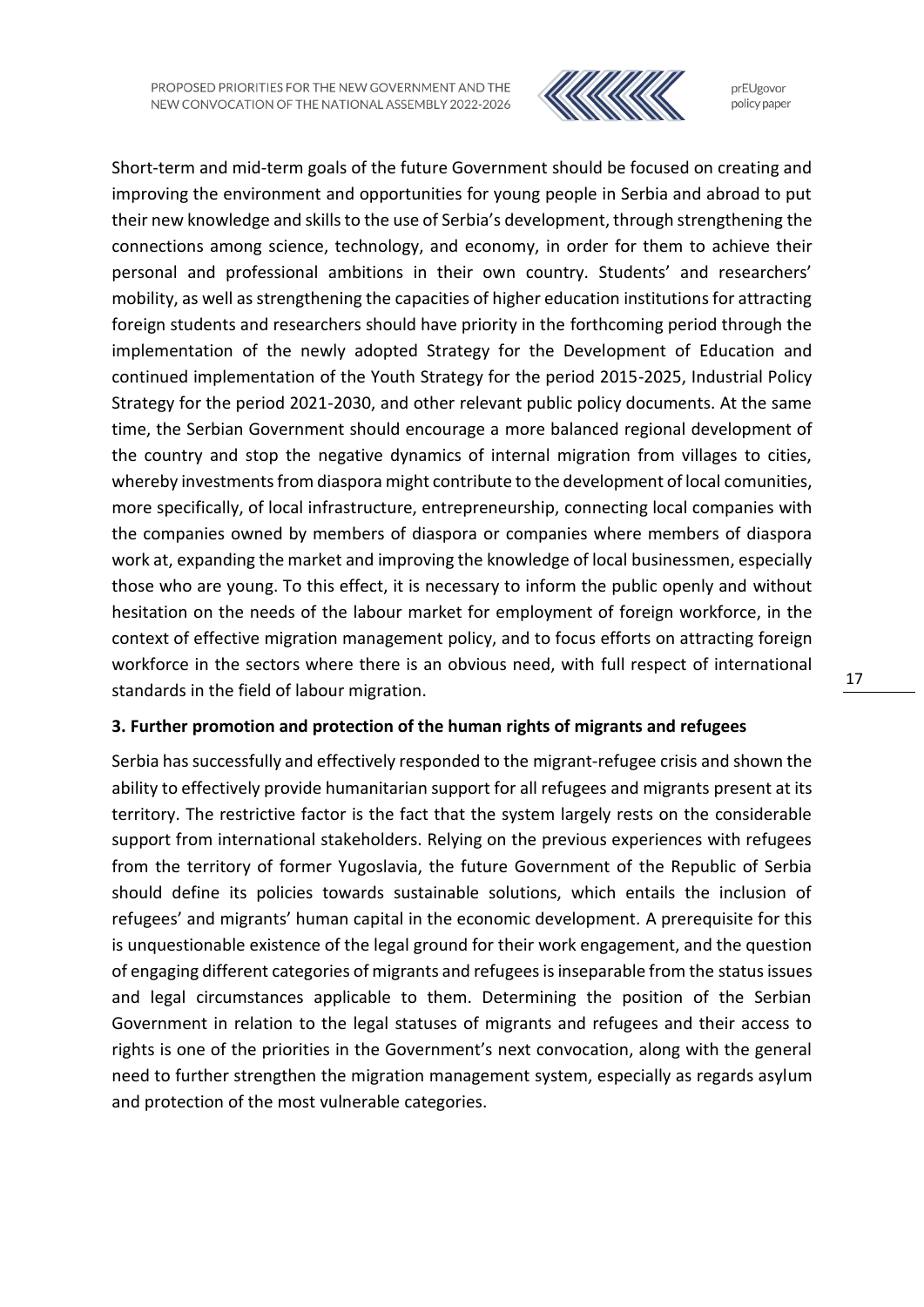Short-term and mid-term goals of the future Government should be focused on creating and improving the environment and opportunities for young people in Serbia and abroad to put their new knowledge and skills to the use of Serbia's development, through strengthening the connections among science, technology, and economy, in order for them to achieve their personal and professional ambitions in their own country. Students' and researchers' mobility, as well as strengthening the capacities of higher education institutions for attracting foreign students and researchers should have priority in the forthcoming period through the implementation of the newly adopted Strategy for the Development of Education and continued implementation of the Youth Strategy for the period 2015-2025, Industrial Policy Strategy for the period 2021-2030, and other relevant public policy documents. At the same time, the Serbian Government should encourage a more balanced regional development of the country and stop the negative dynamics of internal migration from villages to cities, whereby investments from diaspora might contribute to the development of local comunities, more specifically, of local infrastructure, entrepreneurship, connecting local companies with the companies owned by members of diaspora or companies where members of diaspora work at, expanding the market and improving the knowledge of local businessmen, especially those who are young. To this effect, it is necessary to inform the public openly and without hesitation on the needs of the labour market for employment of foreign workforce, in the context of effective migration management policy, and to focus efforts on attracting foreign workforce in the sectors where there is an obvious need, with full respect of international standards in the field of labour migration.

**3. Further promotion and protection of the human rights of migrants and refugees**

Serbia has successfully and effectively responded to the migrant-refugee crisis and shown the ability to effectively provide humanitarian support for all refugees and migrants present at its territory. The restrictive factor is the fact that the system largely rests on the considerable support from international stakeholders. Relying on the previous experiences with refugees from the territory of former Yugoslavia, the future Government of the Republic of Serbia should define its policies towards sustainable solutions, which entails the inclusion of refugees' and migrants' human capital in the economic development. A prerequisite for this is unquestionable existence of the legal ground for their work engagement, and the question of engaging different categories of migrants and refugees is inseparable from the status issues and legal circumstances applicable to them. Determining the position of the Serbian Government in relation to the legal statuses of migrants and refugees and their access to rights is one of the priorities in the Government's next convocation, along with the general need to further strengthen the migration management system, especially as regards asylum and protection of the most vulnerable categories.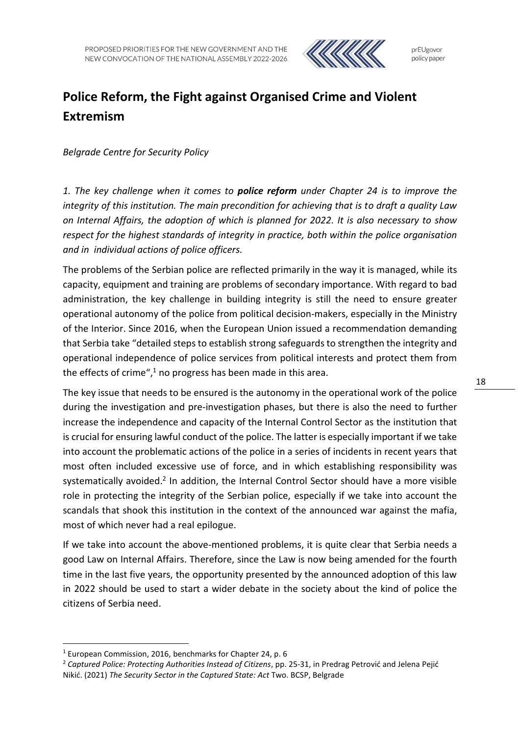# Police Reform, the Fight against Organised Crime and Violent Extremism

*Belgrade Centre for Security Policy*

*1. The key challenge when it comes to **police reform** under Chapter 24 is to improve the integrity of this institution. The main precondition for achieving that is to draft a quality Law on Internal Affairs, the adoption of which is planned for 2022. It is also necessary to show respect for the highest standards of integrity in practice, both within the police organisation and in individual actions of police officers.*

The problems of the Serbian police are reflected primarily in the way it is managed, while its capacity, equipment and training are problems of secondary importance. With regard to bad administration, the key challenge in building integrity is still the need to ensure greater operational autonomy of the police from political decision-makers, especially in the Ministry of the Interior. Since 2016, when the European Union issued a recommendation demanding that Serbia take "detailed steps to establish strong safeguards to strengthen the integrity and operational independence of police services from political interests and protect them from the effects of crime",[1] no progress has been made in this area.

The key issue that needs to be ensured is the autonomy in the operational work of the police during the investigation and pre-investigation phases, but there is also the need to further increase the independence and capacity of the Internal Control Sector as the institution that is crucial for ensuring lawful conduct of the police. The latter is especially important if we take into account the problematic actions of the police in a series of incidents in recent years that most often included excessive use of force, and in which establishing responsibility was systematically avoided.[2] In addition, the Internal Control Sector should have a more visible role in protecting the integrity of the Serbian police, especially if we take into account the scandals that shook this institution in the context of the announced war against the mafia, most of which never had a real epilogue.

If we take into account the above-mentioned problems, it is quite clear that Serbia needs a good Law on Internal Affairs. Therefore, since the Law is now being amended for the fourth time in the last five years, the opportunity presented by the announced adoption of this law in 2022 should be used to start a wider debate in the society about the kind of police the citizens of Serbia need.

---

[1] European Commission, 2016, benchmarks for Chapter 24, p. 6

[2] *Captured Police: Protecting Authorities Instead of Citizens*, pp. 25-31, in Predrag Petrović and Jelena Pejić Nikić. (2021) *The Security Sector in the Captured State: Act* Two. BCSP, Belgrade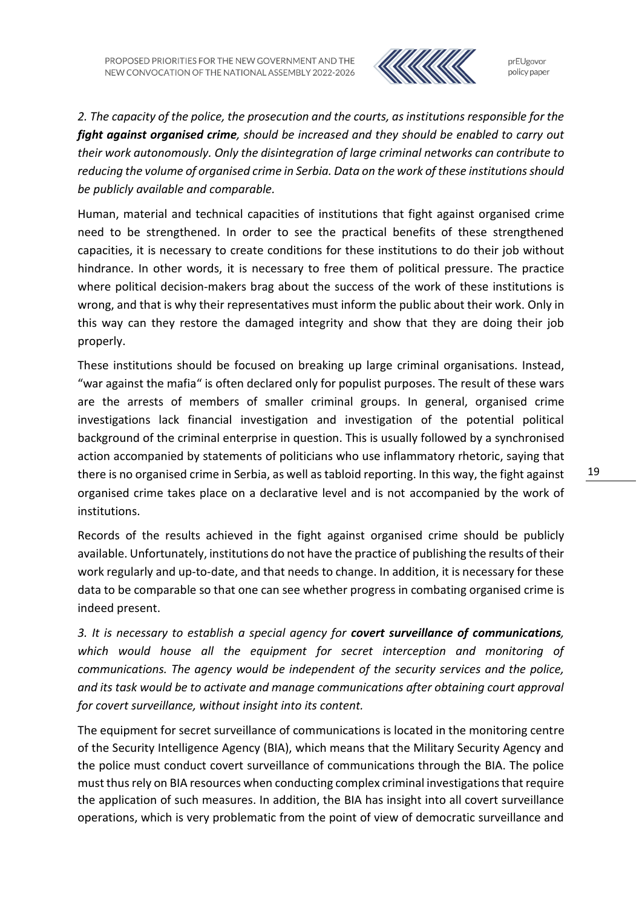*2. The capacity of the police, the prosecution and the courts, as institutions responsible for the **fight against organised crime**, should be increased and they should be enabled to carry out their work autonomously. Only the disintegration of large criminal networks can contribute to reducing the volume of organised crime in Serbia. Data on the work of these institutions should be publicly available and comparable.*

Human, material and technical capacities of institutions that fight against organised crime need to be strengthened. In order to see the practical benefits of these strengthened capacities, it is necessary to create conditions for these institutions to do their job without hindrance. In other words, it is necessary to free them of political pressure. The practice where political decision-makers brag about the success of the work of these institutions is wrong, and that is why their representatives must inform the public about their work. Only in this way can they restore the damaged integrity and show that they are doing their job properly.

These institutions should be focused on breaking up large criminal organisations. Instead, "war against the mafia" is often declared only for populist purposes. The result of these wars are the arrests of members of smaller criminal groups. In general, organised crime investigations lack financial investigation and investigation of the potential political background of the criminal enterprise in question. This is usually followed by a synchronised action accompanied by statements of politicians who use inflammatory rhetoric, saying that there is no organised crime in Serbia, as well as tabloid reporting. In this way, the fight against organised crime takes place on a declarative level and is not accompanied by the work of institutions.

Records of the results achieved in the fight against organised crime should be publicly available. Unfortunately, institutions do not have the practice of publishing the results of their work regularly and up-to-date, and that needs to change. In addition, it is necessary for these data to be comparable so that one can see whether progress in combating organised crime is indeed present.

*3. It is necessary to establish a special agency for **covert surveillance of communications**, which would house all the equipment for secret interception and monitoring of communications. The agency would be independent of the security services and the police, and its task would be to activate and manage communications after obtaining court approval for covert surveillance, without insight into its content.*

The equipment for secret surveillance of communications is located in the monitoring centre of the Security Intelligence Agency (BIA), which means that the Military Security Agency and the police must conduct covert surveillance of communications through the BIA. The police must thus rely on BIA resources when conducting complex criminal investigations that require the application of such measures. In addition, the BIA has insight into all covert surveillance operations, which is very problematic from the point of view of democratic surveillance and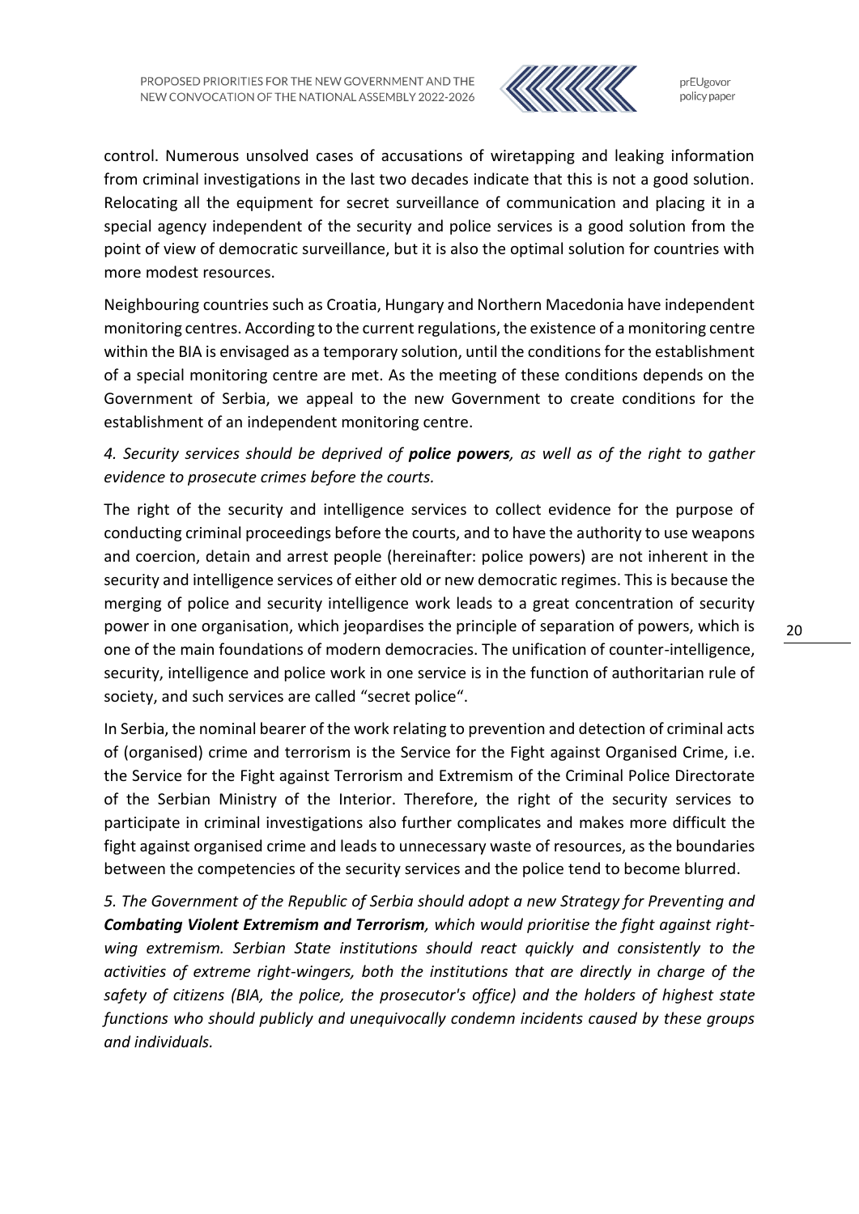control. Numerous unsolved cases of accusations of wiretapping and leaking information from criminal investigations in the last two decades indicate that this is not a good solution. Relocating all the equipment for secret surveillance of communication and placing it in a special agency independent of the security and police services is a good solution from the point of view of democratic surveillance, but it is also the optimal solution for countries with more modest resources.

Neighbouring countries such as Croatia, Hungary and Northern Macedonia have independent monitoring centres. According to the current regulations, the existence of a monitoring centre within the BIA is envisaged as a temporary solution, until the conditions for the establishment of a special monitoring centre are met. As the meeting of these conditions depends on the Government of Serbia, we appeal to the new Government to create conditions for the establishment of an independent monitoring centre.

*4. Security services should be deprived of* ***police powers****, as well as of the right to gather evidence to prosecute crimes before the courts.*

The right of the security and intelligence services to collect evidence for the purpose of conducting criminal proceedings before the courts, and to have the authority to use weapons and coercion, detain and arrest people (hereinafter: police powers) are not inherent in the security and intelligence services of either old or new democratic regimes. This is because the merging of police and security intelligence work leads to a great concentration of security power in one organisation, which jeopardises the principle of separation of powers, which is one of the main foundations of modern democracies. The unification of counter-intelligence, security, intelligence and police work in one service is in the function of authoritarian rule of society, and such services are called "secret police".

In Serbia, the nominal bearer of the work relating to prevention and detection of criminal acts of (organised) crime and terrorism is the Service for the Fight against Organised Crime, i.e. the Service for the Fight against Terrorism and Extremism of the Criminal Police Directorate of the Serbian Ministry of the Interior. Therefore, the right of the security services to participate in criminal investigations also further complicates and makes more difficult the fight against organised crime and leads to unnecessary waste of resources, as the boundaries between the competencies of the security services and the police tend to become blurred.

*5. The Government of the Republic of Serbia should adopt a new Strategy for Preventing and* ***Combating Violent Extremism and Terrorism****, which would prioritise the fight against right-wing extremism. Serbian State institutions should react quickly and consistently to the activities of extreme right-wingers, both the institutions that are directly in charge of the safety of citizens (BIA, the police, the prosecutor's office) and the holders of highest state functions who should publicly and unequivocally condemn incidents caused by these groups and individuals.*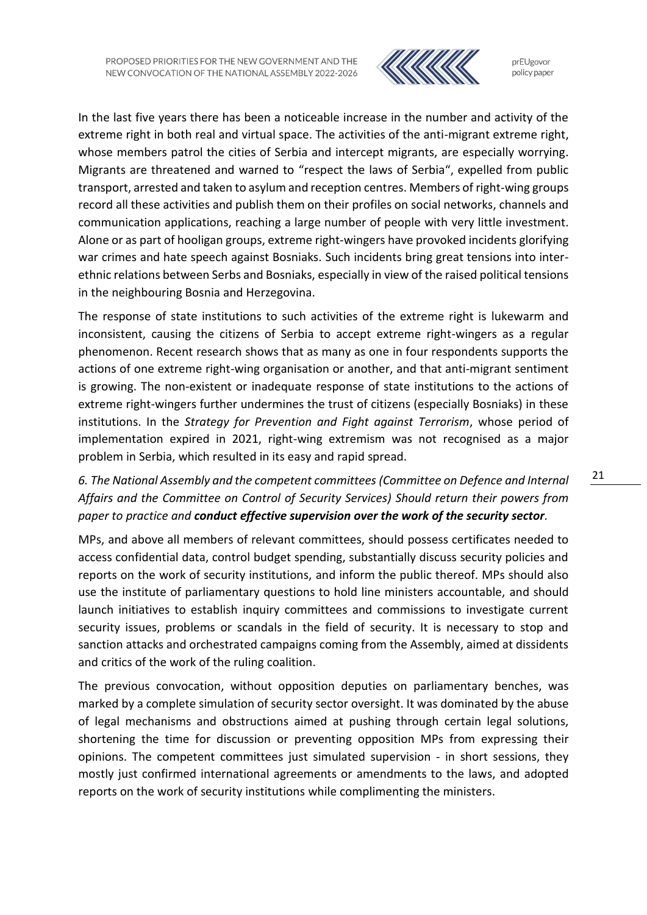In the last five years there has been a noticeable increase in the number and activity of the extreme right in both real and virtual space. The activities of the anti-migrant extreme right, whose members patrol the cities of Serbia and intercept migrants, are especially worrying. Migrants are threatened and warned to "respect the laws of Serbia", expelled from public transport, arrested and taken to asylum and reception centres. Members of right-wing groups record all these activities and publish them on their profiles on social networks, channels and communication applications, reaching a large number of people with very little investment. Alone or as part of hooligan groups, extreme right-wingers have provoked incidents glorifying war crimes and hate speech against Bosniaks. Such incidents bring great tensions into inter-ethnic relations between Serbs and Bosniaks, especially in view of the raised political tensions in the neighbouring Bosnia and Herzegovina.

The response of state institutions to such activities of the extreme right is lukewarm and inconsistent, causing the citizens of Serbia to accept extreme right-wingers as a regular phenomenon. Recent research shows that as many as one in four respondents supports the actions of one extreme right-wing organisation or another, and that anti-migrant sentiment is growing. The non-existent or inadequate response of state institutions to the actions of extreme right-wingers further undermines the trust of citizens (especially Bosniaks) in these institutions. In the *Strategy for Prevention and Fight against Terrorism*, whose period of implementation expired in 2021, right-wing extremism was not recognised as a major problem in Serbia, which resulted in its easy and rapid spread.

*6. The National Assembly and the competent committees (Committee on Defence and Internal Affairs and the Committee on Control of Security Services) Should return their powers from paper to practice and* ***conduct effective supervision over the work of the security sector****.*

MPs, and above all members of relevant committees, should possess certificates needed to access confidential data, control budget spending, substantially discuss security policies and reports on the work of security institutions, and inform the public thereof. MPs should also use the institute of parliamentary questions to hold line ministers accountable, and should launch initiatives to establish inquiry committees and commissions to investigate current security issues, problems or scandals in the field of security. It is necessary to stop and sanction attacks and orchestrated campaigns coming from the Assembly, aimed at dissidents and critics of the work of the ruling coalition.

The previous convocation, without opposition deputies on parliamentary benches, was marked by a complete simulation of security sector oversight. It was dominated by the abuse of legal mechanisms and obstructions aimed at pushing through certain legal solutions, shortening the time for discussion or preventing opposition MPs from expressing their opinions. The competent committees just simulated supervision - in short sessions, they mostly just confirmed international agreements or amendments to the laws, and adopted reports on the work of security institutions while complimenting the ministers.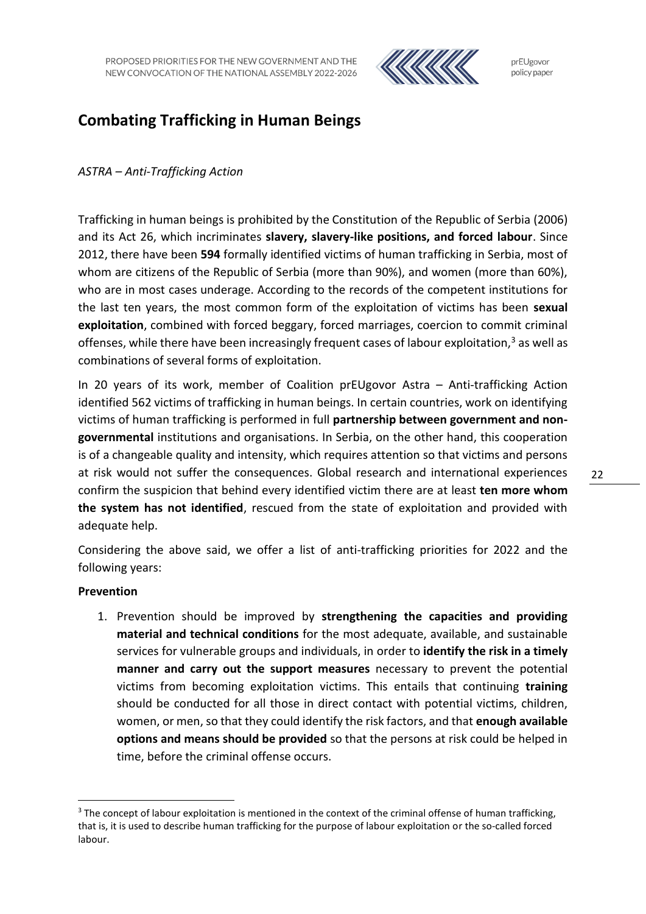# Combating Trafficking in Human Beings

*ASTRA – Anti-Trafficking Action*

Trafficking in human beings is prohibited by the Constitution of the Republic of Serbia (2006) and its Act 26, which incriminates **slavery, slavery-like positions, and forced labour**. Since 2012, there have been **594** formally identified victims of human trafficking in Serbia, most of whom are citizens of the Republic of Serbia (more than 90%), and women (more than 60%), who are in most cases underage. According to the records of the competent institutions for the last ten years, the most common form of the exploitation of victims has been **sexual exploitation**, combined with forced beggary, forced marriages, coercion to commit criminal offenses, while there have been increasingly frequent cases of labour exploitation,[3] as well as combinations of several forms of exploitation.

In 20 years of its work, member of Coalition prEUgovor Astra – Anti-trafficking Action identified 562 victims of trafficking in human beings. In certain countries, work on identifying victims of human trafficking is performed in full **partnership between government and non-governmental** institutions and organisations. In Serbia, on the other hand, this cooperation is of a changeable quality and intensity, which requires attention so that victims and persons at risk would not suffer the consequences. Global research and international experiences confirm the suspicion that behind every identified victim there are at least **ten more whom the system has not identified**, rescued from the state of exploitation and provided with adequate help.

Considering the above said, we offer a list of anti-trafficking priorities for 2022 and the following years:

**Prevention**

1. Prevention should be improved by **strengthening the capacities and providing material and technical conditions** for the most adequate, available, and sustainable services for vulnerable groups and individuals, in order to **identify the risk in a timely manner and carry out the support measures** necessary to prevent the potential victims from becoming exploitation victims. This entails that continuing **training** should be conducted for all those in direct contact with potential victims, children, women, or men, so that they could identify the risk factors, and that **enough available options and means should be provided** so that the persons at risk could be helped in time, before the criminal offense occurs.

[3] The concept of labour exploitation is mentioned in the context of the criminal offense of human trafficking, that is, it is used to describe human trafficking for the purpose of labour exploitation or the so-called forced labour.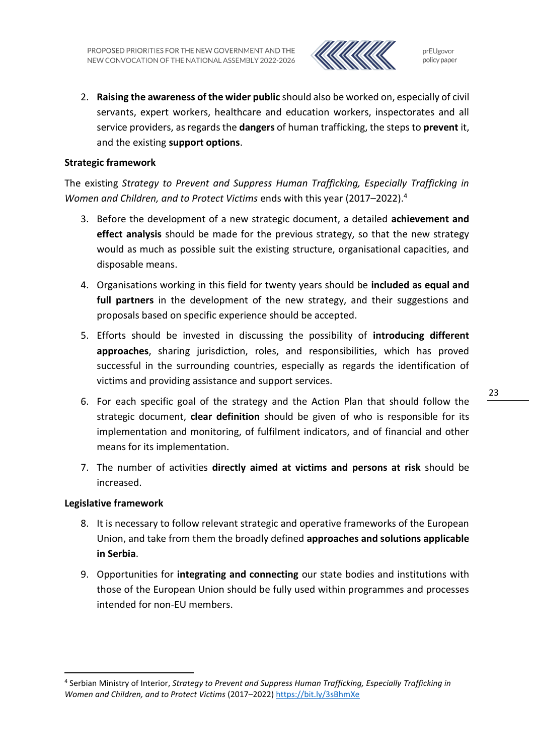2. **Raising the awareness of the wider public** should also be worked on, especially of civil servants, expert workers, healthcare and education workers, inspectorates and all service providers, as regards the **dangers** of human trafficking, the steps to **prevent** it, and the existing **support options**.

**Strategic framework**

The existing *Strategy to Prevent and Suppress Human Trafficking, Especially Trafficking in Women and Children, and to Protect Victims* ends with this year (2017–2022).[4]

3. Before the development of a new strategic document, a detailed **achievement and effect analysis** should be made for the previous strategy, so that the new strategy would as much as possible suit the existing structure, organisational capacities, and disposable means.
4. Organisations working in this field for twenty years should be **included as equal and full partners** in the development of the new strategy, and their suggestions and proposals based on specific experience should be accepted.
5. Efforts should be invested in discussing the possibility of **introducing different approaches**, sharing jurisdiction, roles, and responsibilities, which has proved successful in the surrounding countries, especially as regards the identification of victims and providing assistance and support services.
6. For each specific goal of the strategy and the Action Plan that should follow the strategic document, **clear definition** should be given of who is responsible for its implementation and monitoring, of fulfilment indicators, and of financial and other means for its implementation.
7. The number of activities **directly aimed at victims and persons at risk** should be increased.

**Legislative framework**

8. It is necessary to follow relevant strategic and operative frameworks of the European Union, and take from them the broadly defined **approaches and solutions applicable in Serbia**.
9. Opportunities for **integrating and connecting** our state bodies and institutions with those of the European Union should be fully used within programmes and processes intended for non-EU members.

---

[4] Serbian Ministry of Interior, *Strategy to Prevent and Suppress Human Trafficking, Especially Trafficking in Women and Children, and to Protect Victims* (2017–2022) https://bit.ly/3sBhmXe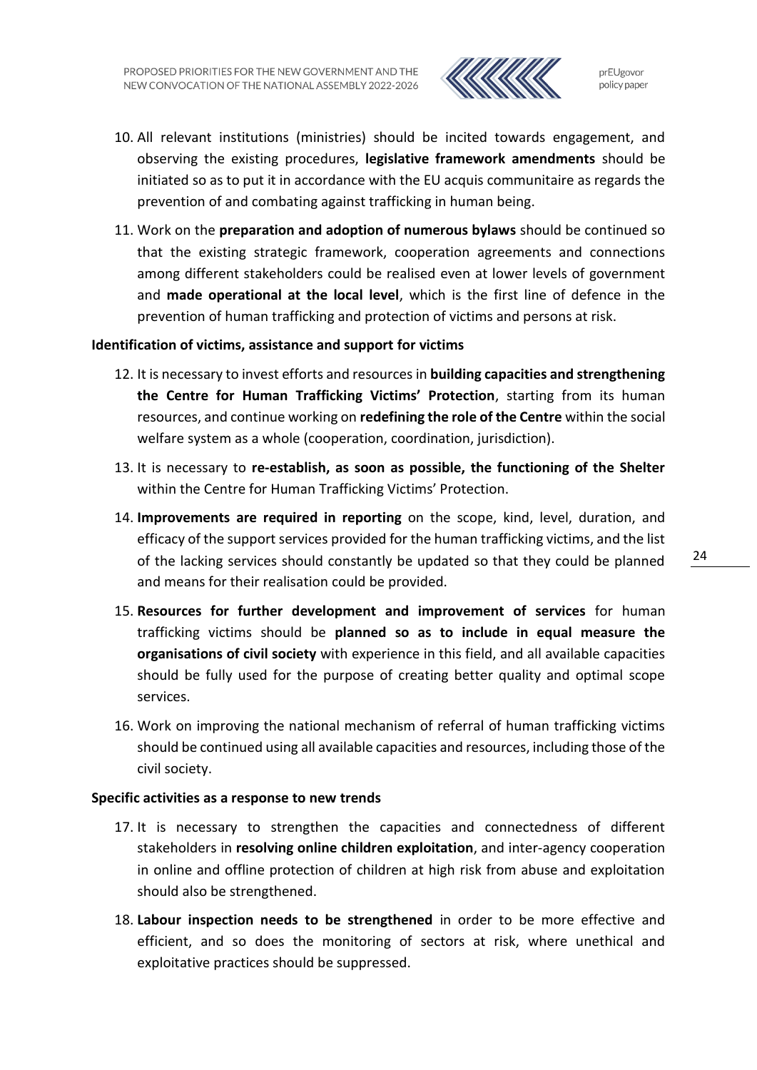10. All relevant institutions (ministries) should be incited towards engagement, and observing the existing procedures, **legislative framework amendments** should be initiated so as to put it in accordance with the EU acquis communitaire as regards the prevention of and combating against trafficking in human being.

11. Work on the **preparation and adoption of numerous bylaws** should be continued so that the existing strategic framework, cooperation agreements and connections among different stakeholders could be realised even at lower levels of government and **made operational at the local level**, which is the first line of defence in the prevention of human trafficking and protection of victims and persons at risk.

**Identification of victims, assistance and support for victims**

12. It is necessary to invest efforts and resources in **building capacities and strengthening the Centre for Human Trafficking Victims' Protection**, starting from its human resources, and continue working on **redefining the role of the Centre** within the social welfare system as a whole (cooperation, coordination, jurisdiction).

13. It is necessary to **re-establish, as soon as possible, the functioning of the Shelter** within the Centre for Human Trafficking Victims' Protection.

14. **Improvements are required in reporting** on the scope, kind, level, duration, and efficacy of the support services provided for the human trafficking victims, and the list of the lacking services should constantly be updated so that they could be planned and means for their realisation could be provided.

15. **Resources for further development and improvement of services** for human trafficking victims should be **planned so as to include in equal measure the organisations of civil society** with experience in this field, and all available capacities should be fully used for the purpose of creating better quality and optimal scope services.

16. Work on improving the national mechanism of referral of human trafficking victims should be continued using all available capacities and resources, including those of the civil society.

**Specific activities as a response to new trends**

17. It is necessary to strengthen the capacities and connectedness of different stakeholders in **resolving online children exploitation**, and inter-agency cooperation in online and offline protection of children at high risk from abuse and exploitation should also be strengthened.

18. **Labour inspection needs to be strengthened** in order to be more effective and efficient, and so does the monitoring of sectors at risk, where unethical and exploitative practices should be suppressed.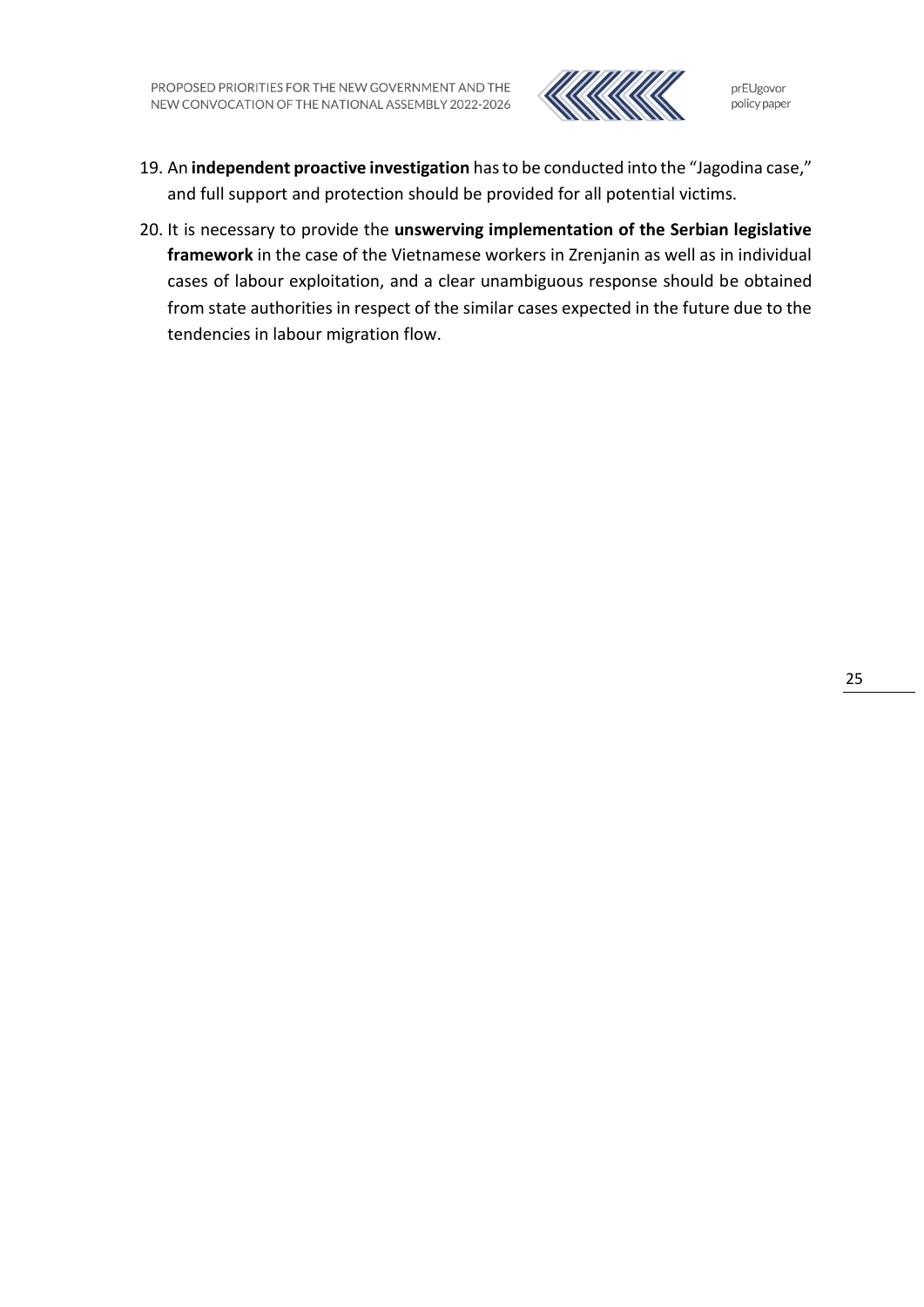19. An **independent proactive investigation** has to be conducted into the "Jagodina case," and full support and protection should be provided for all potential victims.
20. It is necessary to provide the **unswerving implementation of the Serbian legislative framework** in the case of the Vietnamese workers in Zrenjanin as well as in individual cases of labour exploitation, and a clear unambiguous response should be obtained from state authorities in respect of the similar cases expected in the future due to the tendencies in labour migration flow.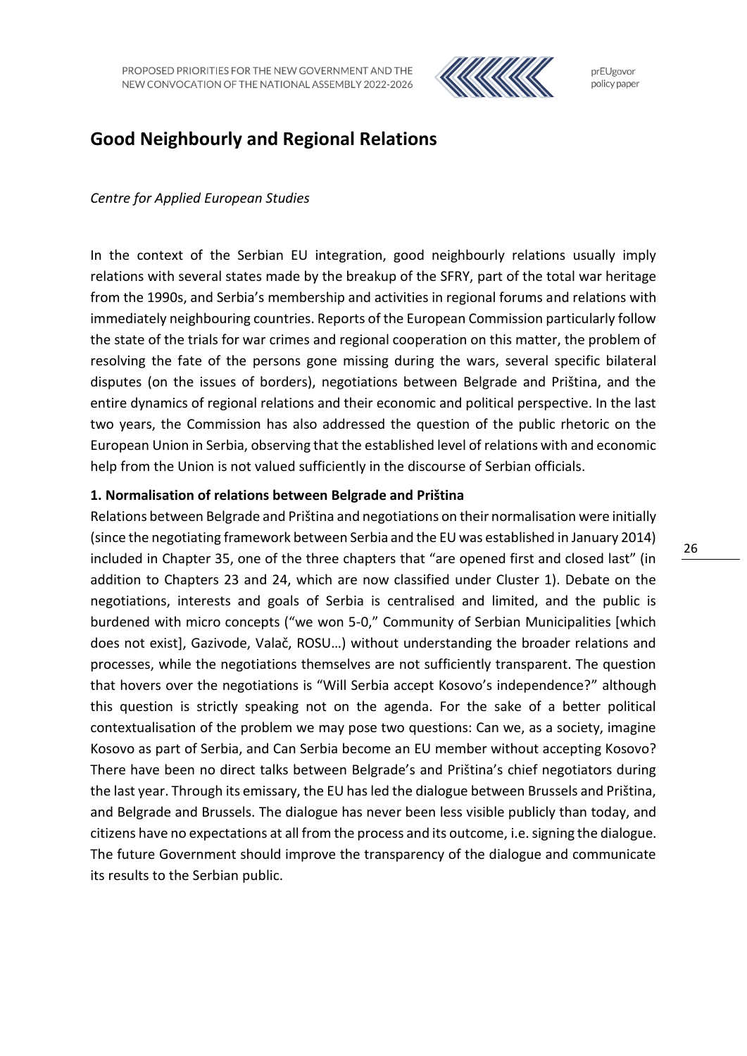# Good Neighbourly and Regional Relations

*Centre for Applied European Studies*

In the context of the Serbian EU integration, good neighbourly relations usually imply relations with several states made by the breakup of the SFRY, part of the total war heritage from the 1990s, and Serbia's membership and activities in regional forums and relations with immediately neighbouring countries. Reports of the European Commission particularly follow the state of the trials for war crimes and regional cooperation on this matter, the problem of resolving the fate of the persons gone missing during the wars, several specific bilateral disputes (on the issues of borders), negotiations between Belgrade and Priština, and the entire dynamics of regional relations and their economic and political perspective. In the last two years, the Commission has also addressed the question of the public rhetoric on the European Union in Serbia, observing that the established level of relations with and economic help from the Union is not valued sufficiently in the discourse of Serbian officials.

**1. Normalisation of relations between Belgrade and Priština**

Relations between Belgrade and Priština and negotiations on their normalisation were initially (since the negotiating framework between Serbia and the EU was established in January 2014) included in Chapter 35, one of the three chapters that "are opened first and closed last" (in addition to Chapters 23 and 24, which are now classified under Cluster 1). Debate on the negotiations, interests and goals of Serbia is centralised and limited, and the public is burdened with micro concepts ("we won 5-0," Community of Serbian Municipalities [which does not exist], Gazivode, Valač, ROSU…) without understanding the broader relations and processes, while the negotiations themselves are not sufficiently transparent. The question that hovers over the negotiations is "Will Serbia accept Kosovo's independence?" although this question is strictly speaking not on the agenda. For the sake of a better political contextualisation of the problem we may pose two questions: Can we, as a society, imagine Kosovo as part of Serbia, and Can Serbia become an EU member without accepting Kosovo? There have been no direct talks between Belgrade's and Priština's chief negotiators during the last year. Through its emissary, the EU has led the dialogue between Brussels and Priština, and Belgrade and Brussels. The dialogue has never been less visible publicly than today, and citizens have no expectations at all from the process and its outcome, i.e. signing the dialogue. The future Government should improve the transparency of the dialogue and communicate its results to the Serbian public.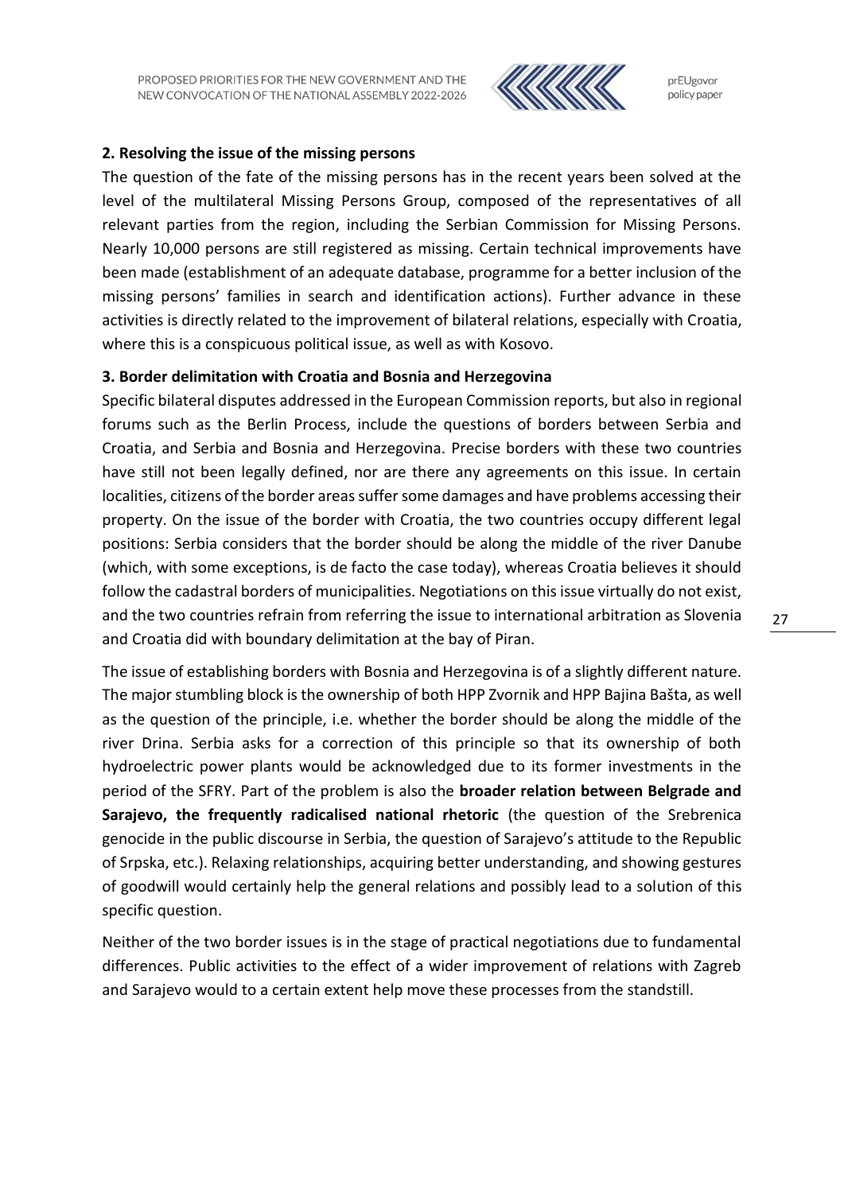**2. Resolving the issue of the missing persons**

The question of the fate of the missing persons has in the recent years been solved at the level of the multilateral Missing Persons Group, composed of the representatives of all relevant parties from the region, including the Serbian Commission for Missing Persons. Nearly 10,000 persons are still registered as missing. Certain technical improvements have been made (establishment of an adequate database, programme for a better inclusion of the missing persons' families in search and identification actions). Further advance in these activities is directly related to the improvement of bilateral relations, especially with Croatia, where this is a conspicuous political issue, as well as with Kosovo.

**3. Border delimitation with Croatia and Bosnia and Herzegovina**

Specific bilateral disputes addressed in the European Commission reports, but also in regional forums such as the Berlin Process, include the questions of borders between Serbia and Croatia, and Serbia and Bosnia and Herzegovina. Precise borders with these two countries have still not been legally defined, nor are there any agreements on this issue. In certain localities, citizens of the border areas suffer some damages and have problems accessing their property. On the issue of the border with Croatia, the two countries occupy different legal positions: Serbia considers that the border should be along the middle of the river Danube (which, with some exceptions, is de facto the case today), whereas Croatia believes it should follow the cadastral borders of municipalities. Negotiations on this issue virtually do not exist, and the two countries refrain from referring the issue to international arbitration as Slovenia and Croatia did with boundary delimitation at the bay of Piran.

The issue of establishing borders with Bosnia and Herzegovina is of a slightly different nature. The major stumbling block is the ownership of both HPP Zvornik and HPP Bajina Bašta, as well as the question of the principle, i.e. whether the border should be along the middle of the river Drina. Serbia asks for a correction of this principle so that its ownership of both hydroelectric power plants would be acknowledged due to its former investments in the period of the SFRY. Part of the problem is also the **broader relation between Belgrade and Sarajevo, the frequently radicalised national rhetoric** (the question of the Srebrenica genocide in the public discourse in Serbia, the question of Sarajevo's attitude to the Republic of Srpska, etc.). Relaxing relationships, acquiring better understanding, and showing gestures of goodwill would certainly help the general relations and possibly lead to a solution of this specific question.

Neither of the two border issues is in the stage of practical negotiations due to fundamental differences. Public activities to the effect of a wider improvement of relations with Zagreb and Sarajevo would to a certain extent help move these processes from the standstill.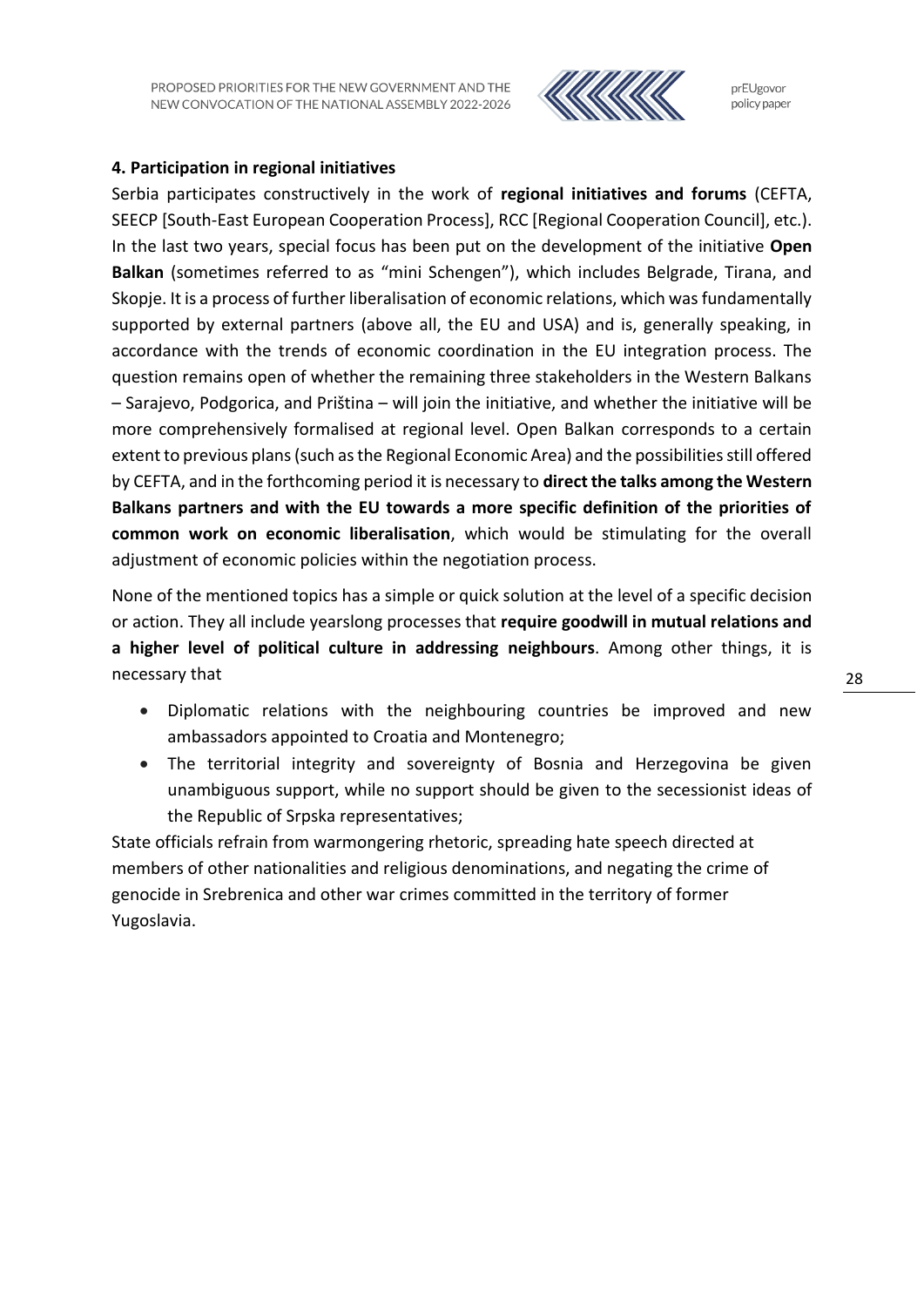**4. Participation in regional initiatives**

Serbia participates constructively in the work of **regional initiatives and forums** (CEFTA, SEECP [South-East European Cooperation Process], RCC [Regional Cooperation Council], etc.). In the last two years, special focus has been put on the development of the initiative **Open Balkan** (sometimes referred to as "mini Schengen"), which includes Belgrade, Tirana, and Skopje. It is a process of further liberalisation of economic relations, which was fundamentally supported by external partners (above all, the EU and USA) and is, generally speaking, in accordance with the trends of economic coordination in the EU integration process. The question remains open of whether the remaining three stakeholders in the Western Balkans – Sarajevo, Podgorica, and Priština – will join the initiative, and whether the initiative will be more comprehensively formalised at regional level. Open Balkan corresponds to a certain extent to previous plans (such as the Regional Economic Area) and the possibilities still offered by CEFTA, and in the forthcoming period it is necessary to **direct the talks among the Western Balkans partners and with the EU towards a more specific definition of the priorities of common work on economic liberalisation**, which would be stimulating for the overall adjustment of economic policies within the negotiation process.

None of the mentioned topics has a simple or quick solution at the level of a specific decision or action. They all include yearslong processes that **require goodwill in mutual relations and a higher level of political culture in addressing neighbours**. Among other things, it is necessary that

- Diplomatic relations with the neighbouring countries be improved and new ambassadors appointed to Croatia and Montenegro;
- The territorial integrity and sovereignty of Bosnia and Herzegovina be given unambiguous support, while no support should be given to the secessionist ideas of the Republic of Srpska representatives;

State officials refrain from warmongering rhetoric, spreading hate speech directed at members of other nationalities and religious denominations, and negating the crime of genocide in Srebrenica and other war crimes committed in the territory of former Yugoslavia.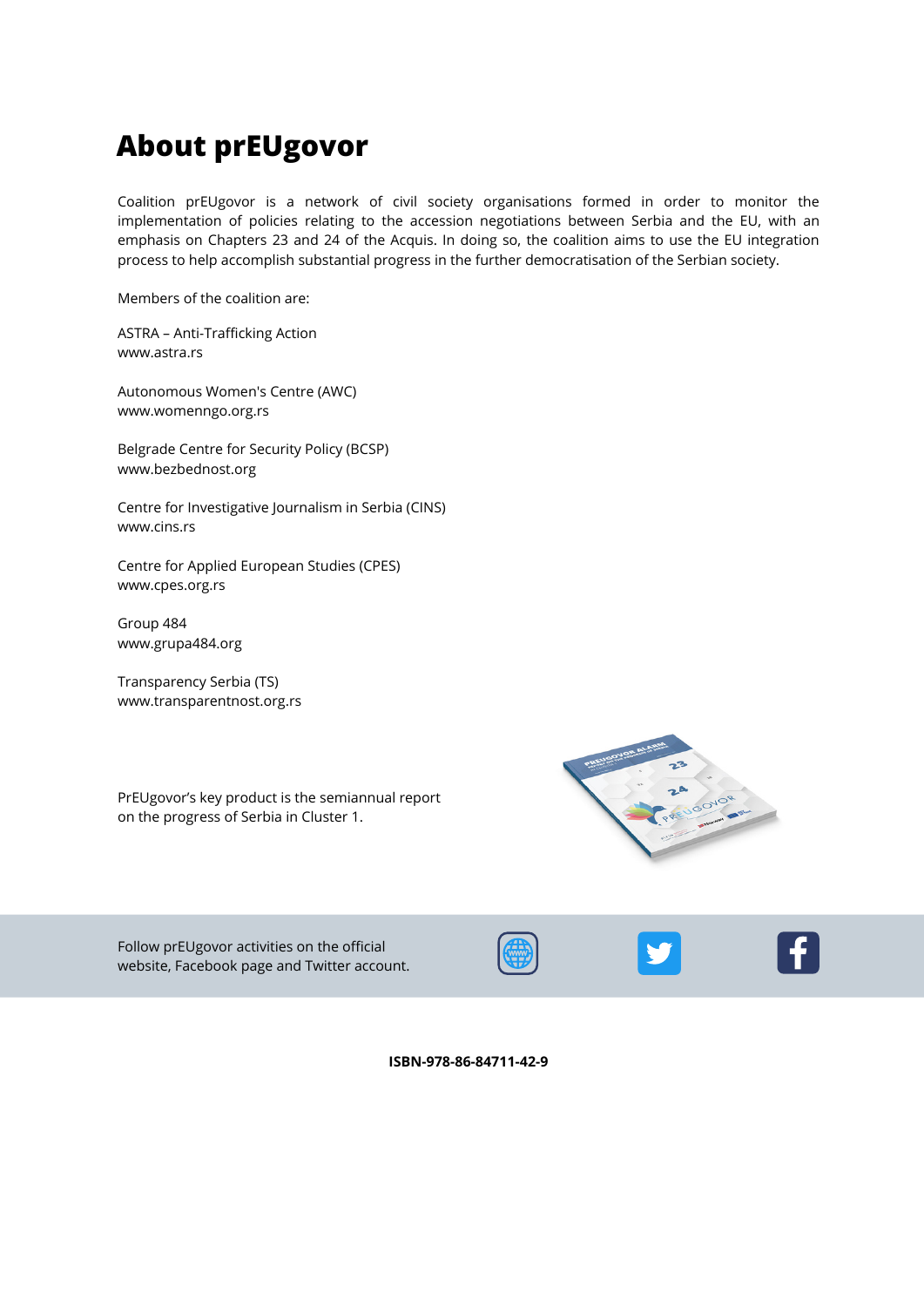# About prEUgovor

Coalition prEUgovor is a network of civil society organisations formed in order to monitor the implementation of policies relating to the accession negotiations between Serbia and the EU, with an emphasis on Chapters 23 and 24 of the Acquis. In doing so, the coalition aims to use the EU integration process to help accomplish substantial progress in the further democratisation of the Serbian society.

Members of the coalition are:

ASTRA – Anti-Trafficking Action
www.astra.rs

Autonomous Women's Centre (AWC)
www.womenngo.org.rs

Belgrade Centre for Security Policy (BCSP)
www.bezbednost.org

Centre for Investigative Journalism in Serbia (CINS)
www.cins.rs

Centre for Applied European Studies (CPES)
www.cpes.org.rs

Group 484
www.grupa484.org

Transparency Serbia (TS)
www.transparentnost.org.rs

PrEUgovor's key product is the semiannual report on the progress of Serbia in Cluster 1.

Follow prEUgovor activities on the official website, Facebook page and Twitter account.

**ISBN-978-86-84711-42-9**